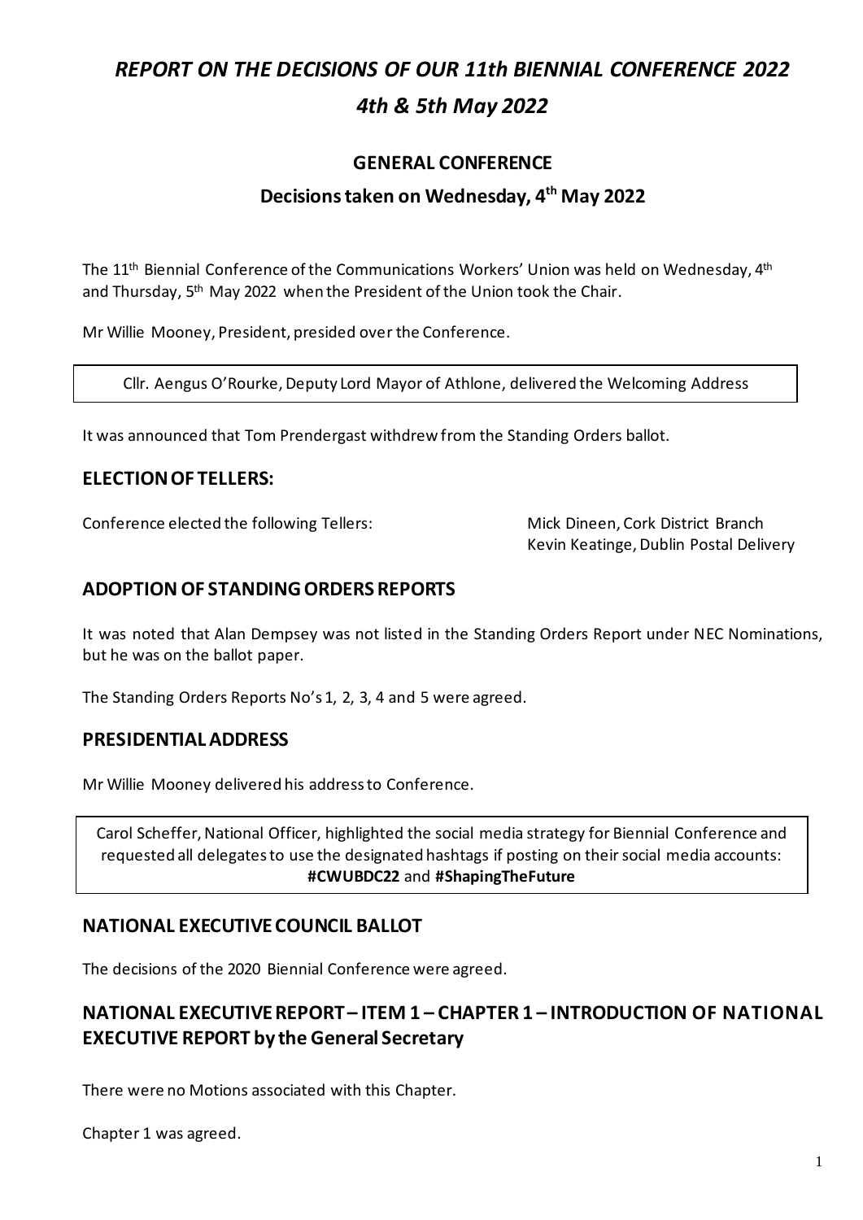# *REPORT ON THE DECISIONS OF OUR 11th BIENNIAL CONFERENCE 2022*

## *4th & 5th May 2022*

### GENERAL CONFERENCE

### Decisions taken on Wednesday, 4th May 2022

The 11th Biennial Conference of the Communications Workers' Union was held on Wednesday, 4th and Thursday, 5th May 2022 when the President of the Union took the Chair.

Mr Willie Mooney, President, presided over the Conference.

Cllr. Aengus O'Rourke, Deputy Lord Mayor of Athlone, delivered the Welcoming Address

It was announced that Tom Prendergast withdrew from the Standing Orders ballot.

## ELECTION OF TELLERS:

Conference elected the following Tellers:

Mick Dineen, Cork District Branch
Kevin Keatinge, Dublin Postal Delivery

## ADOPTION OF STANDING ORDERS REPORTS

It was noted that Alan Dempsey was not listed in the Standing Orders Report under NEC Nominations, but he was on the ballot paper.

The Standing Orders Reports No's 1, 2, 3, 4 and 5 were agreed.

## PRESIDENTIAL ADDRESS

Mr Willie Mooney delivered his address to Conference.

Carol Scheffer, National Officer, highlighted the social media strategy for Biennial Conference and requested all delegates to use the designated hashtags if posting on their social media accounts: **#CWUBDC22** and **#ShapingTheFuture**

## NATIONAL EXECUTIVE COUNCIL BALLOT

The decisions of the 2020 Biennial Conference were agreed.

## NATIONAL EXECUTIVE REPORT – ITEM 1 – CHAPTER 1 – INTRODUCTION OF NATIONAL EXECUTIVE REPORT by the General Secretary

There were no Motions associated with this Chapter.

Chapter 1 was agreed.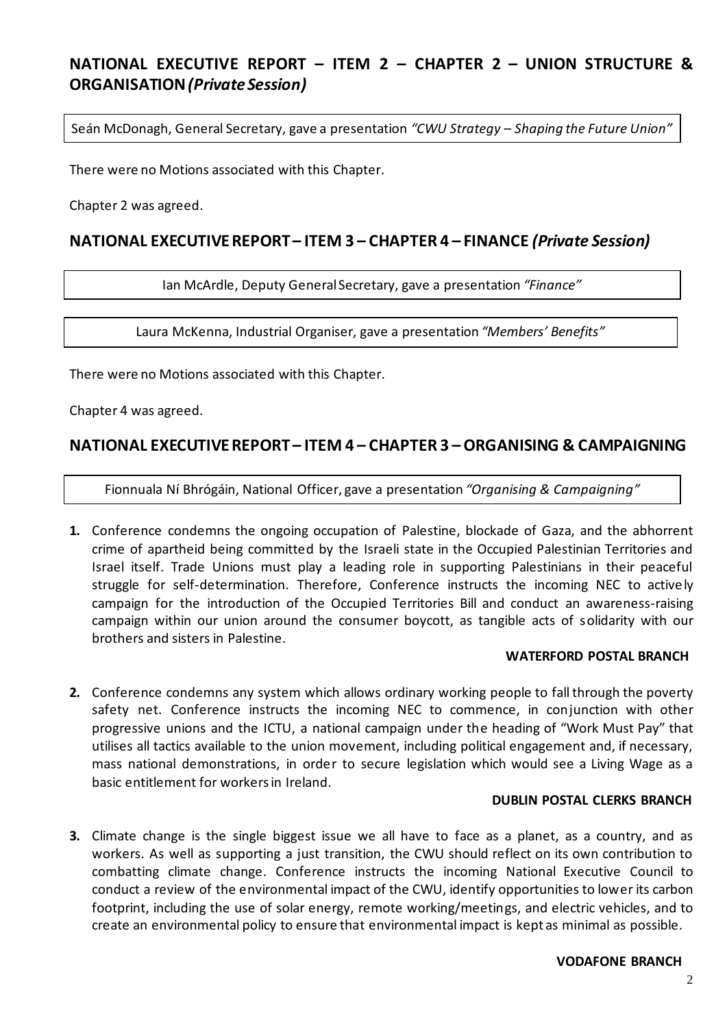## NATIONAL EXECUTIVE REPORT – ITEM 2 – CHAPTER 2 – UNION STRUCTURE & ORGANISATION *(Private Session)*

Seán McDonagh, General Secretary, gave a presentation *"CWU Strategy – Shaping the Future Union"*

There were no Motions associated with this Chapter.

Chapter 2 was agreed.

## NATIONAL EXECUTIVE REPORT – ITEM 3 – CHAPTER 4 – FINANCE *(Private Session)*

Ian McArdle, Deputy General Secretary, gave a presentation *"Finance"*

Laura McKenna, Industrial Organiser, gave a presentation *"Members' Benefits"*

There were no Motions associated with this Chapter.

Chapter 4 was agreed.

## NATIONAL EXECUTIVE REPORT – ITEM 4 – CHAPTER 3 – ORGANISING & CAMPAIGNING

Fionnuala Ní Bhrógáin, National Officer, gave a presentation *"Organising & Campaigning"*

**1.** Conference condemns the ongoing occupation of Palestine, blockade of Gaza, and the abhorrent crime of apartheid being committed by the Israeli state in the Occupied Palestinian Territories and Israel itself. Trade Unions must play a leading role in supporting Palestinians in their peaceful struggle for self-determination. Therefore, Conference instructs the incoming NEC to actively campaign for the introduction of the Occupied Territories Bill and conduct an awareness-raising campaign within our union around the consumer boycott, as tangible acts of solidarity with our brothers and sisters in Palestine.

**WATERFORD POSTAL BRANCH**

**2.** Conference condemns any system which allows ordinary working people to fall through the poverty safety net. Conference instructs the incoming NEC to commence, in conjunction with other progressive unions and the ICTU, a national campaign under the heading of "Work Must Pay" that utilises all tactics available to the union movement, including political engagement and, if necessary, mass national demonstrations, in order to secure legislation which would see a Living Wage as a basic entitlement for workers in Ireland.

**DUBLIN POSTAL CLERKS BRANCH**

**3.** Climate change is the single biggest issue we all have to face as a planet, as a country, and as workers. As well as supporting a just transition, the CWU should reflect on its own contribution to combatting climate change. Conference instructs the incoming National Executive Council to conduct a review of the environmental impact of the CWU, identify opportunities to lower its carbon footprint, including the use of solar energy, remote working/meetings, and electric vehicles, and to create an environmental policy to ensure that environmental impact is kept as minimal as possible.

**VODAFONE BRANCH**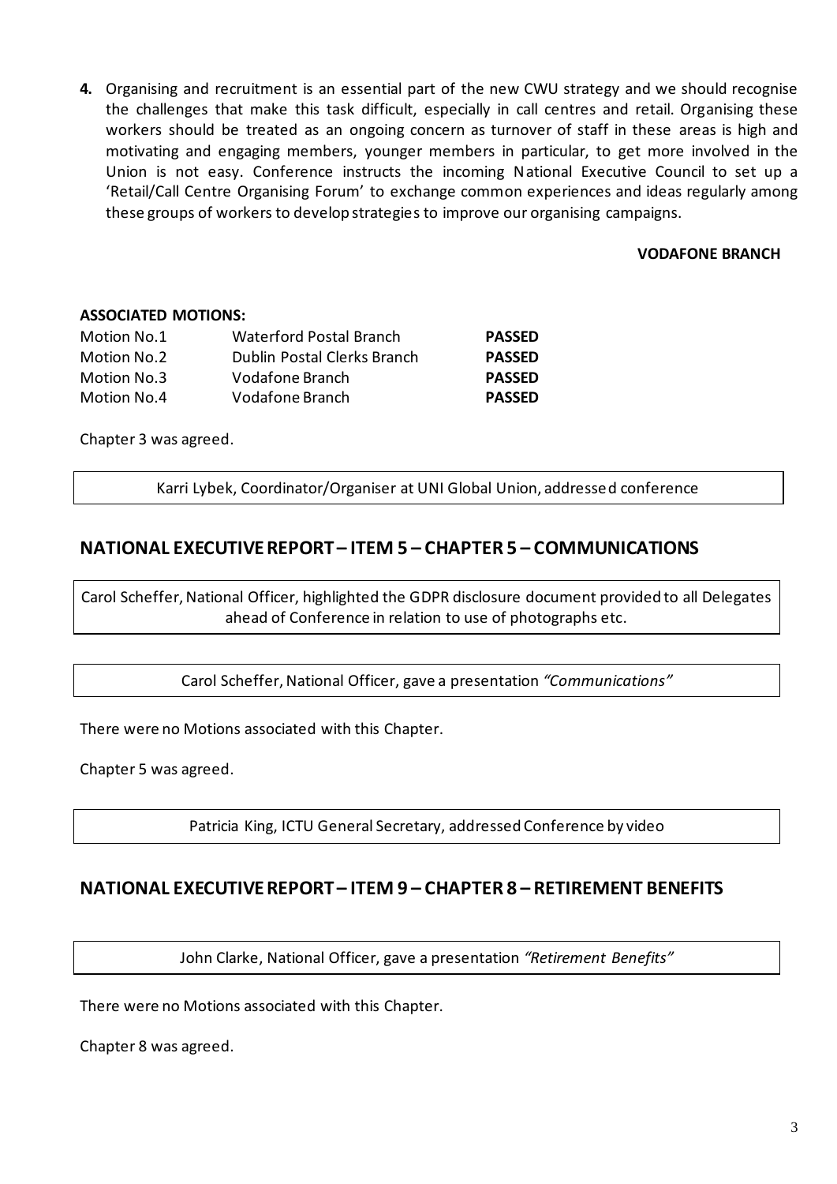**4.** Organising and recruitment is an essential part of the new CWU strategy and we should recognise the challenges that make this task difficult, especially in call centres and retail. Organising these workers should be treated as an ongoing concern as turnover of staff in these areas is high and motivating and engaging members, younger members in particular, to get more involved in the Union is not easy. Conference instructs the incoming National Executive Council to set up a 'Retail/Call Centre Organising Forum' to exchange common experiences and ideas regularly among these groups of workers to develop strategies to improve our organising campaigns.

**VODAFONE BRANCH**

**ASSOCIATED MOTIONS:**

| | | |
|---|---|---|
| Motion No.1 | Waterford Postal Branch | **PASSED** |
| Motion No.2 | Dublin Postal Clerks Branch | **PASSED** |
| Motion No.3 | Vodafone Branch | **PASSED** |
| Motion No.4 | Vodafone Branch | **PASSED** |

Chapter 3 was agreed.

Karri Lybek, Coordinator/Organiser at UNI Global Union, addressed conference

## NATIONAL EXECUTIVE REPORT – ITEM 5 – CHAPTER 5 – COMMUNICATIONS

Carol Scheffer, National Officer, highlighted the GDPR disclosure document provided to all Delegates ahead of Conference in relation to use of photographs etc.

Carol Scheffer, National Officer, gave a presentation *"Communications"*

There were no Motions associated with this Chapter.

Chapter 5 was agreed.

Patricia King, ICTU General Secretary, addressed Conference by video

## NATIONAL EXECUTIVE REPORT – ITEM 9 – CHAPTER 8 – RETIREMENT BENEFITS

John Clarke, National Officer, gave a presentation *"Retirement Benefits"*

There were no Motions associated with this Chapter.

Chapter 8 was agreed.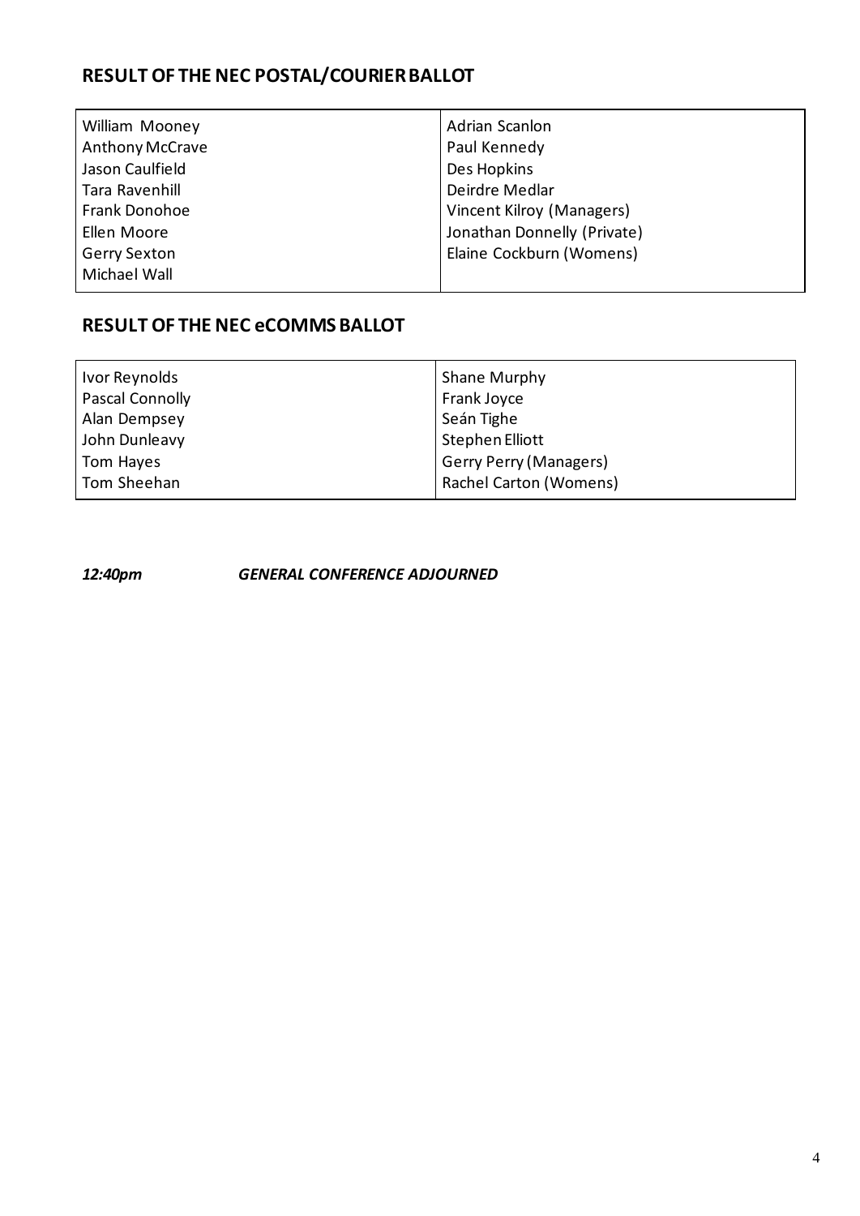## RESULT OF THE NEC POSTAL/COURIER BALLOT

| | |
|---|---|
| William Mooney | Adrian Scanlon |
| Anthony McCrave | Paul Kennedy |
| Jason Caulfield | Des Hopkins |
| Tara Ravenhill | Deirdre Medlar |
| Frank Donohoe | Vincent Kilroy (Managers) |
| Ellen Moore | Jonathan Donnelly (Private) |
| Gerry Sexton | Elaine Cockburn (Womens) |
| Michael Wall | |

## RESULT OF THE NEC eCOMMS BALLOT

| | |
|---|---|
| Ivor Reynolds | Shane Murphy |
| Pascal Connolly | Frank Joyce |
| Alan Dempsey | Seán Tighe |
| John Dunleavy | Stephen Elliott |
| Tom Hayes | Gerry Perry (Managers) |
| Tom Sheehan | Rachel Carton (Womens) |

***12:40pm GENERAL CONFERENCE ADJOURNED***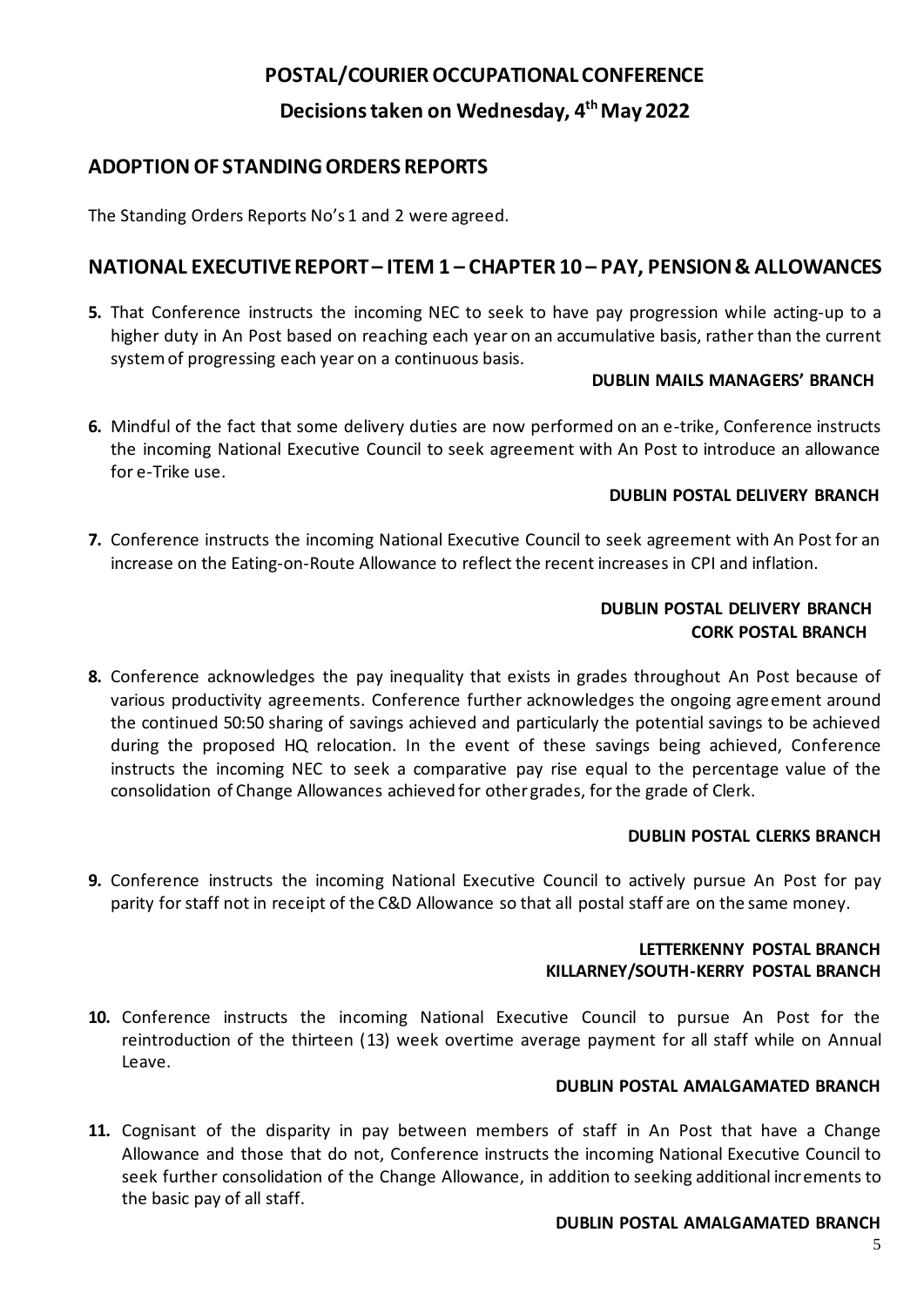# POSTAL/COURIER OCCUPATIONAL CONFERENCE

## Decisions taken on Wednesday, 4th May 2022

## ADOPTION OF STANDING ORDERS REPORTS

The Standing Orders Reports No's 1 and 2 were agreed.

## NATIONAL EXECUTIVE REPORT – ITEM 1 – CHAPTER 10 – PAY, PENSION & ALLOWANCES

**5.** That Conference instructs the incoming NEC to seek to have pay progression while acting-up to a higher duty in An Post based on reaching each year on an accumulative basis, rather than the current system of progressing each year on a continuous basis.

**DUBLIN MAILS MANAGERS' BRANCH**

**6.** Mindful of the fact that some delivery duties are now performed on an e-trike, Conference instructs the incoming National Executive Council to seek agreement with An Post to introduce an allowance for e-Trike use.

**DUBLIN POSTAL DELIVERY BRANCH**

**7.** Conference instructs the incoming National Executive Council to seek agreement with An Post for an increase on the Eating-on-Route Allowance to reflect the recent increases in CPI and inflation.

**DUBLIN POSTAL DELIVERY BRANCH**
**CORK POSTAL BRANCH**

**8.** Conference acknowledges the pay inequality that exists in grades throughout An Post because of various productivity agreements. Conference further acknowledges the ongoing agreement around the continued 50:50 sharing of savings achieved and particularly the potential savings to be achieved during the proposed HQ relocation. In the event of these savings being achieved, Conference instructs the incoming NEC to seek a comparative pay rise equal to the percentage value of the consolidation of Change Allowances achieved for other grades, for the grade of Clerk.

**DUBLIN POSTAL CLERKS BRANCH**

**9.** Conference instructs the incoming National Executive Council to actively pursue An Post for pay parity for staff not in receipt of the C&D Allowance so that all postal staff are on the same money.

**LETTERKENNY POSTAL BRANCH**
**KILLARNEY/SOUTH-KERRY POSTAL BRANCH**

**10.** Conference instructs the incoming National Executive Council to pursue An Post for the reintroduction of the thirteen (13) week overtime average payment for all staff while on Annual Leave.

**DUBLIN POSTAL AMALGAMATED BRANCH**

**11.** Cognisant of the disparity in pay between members of staff in An Post that have a Change Allowance and those that do not, Conference instructs the incoming National Executive Council to seek further consolidation of the Change Allowance, in addition to seeking additional increments to the basic pay of all staff.

**DUBLIN POSTAL AMALGAMATED BRANCH**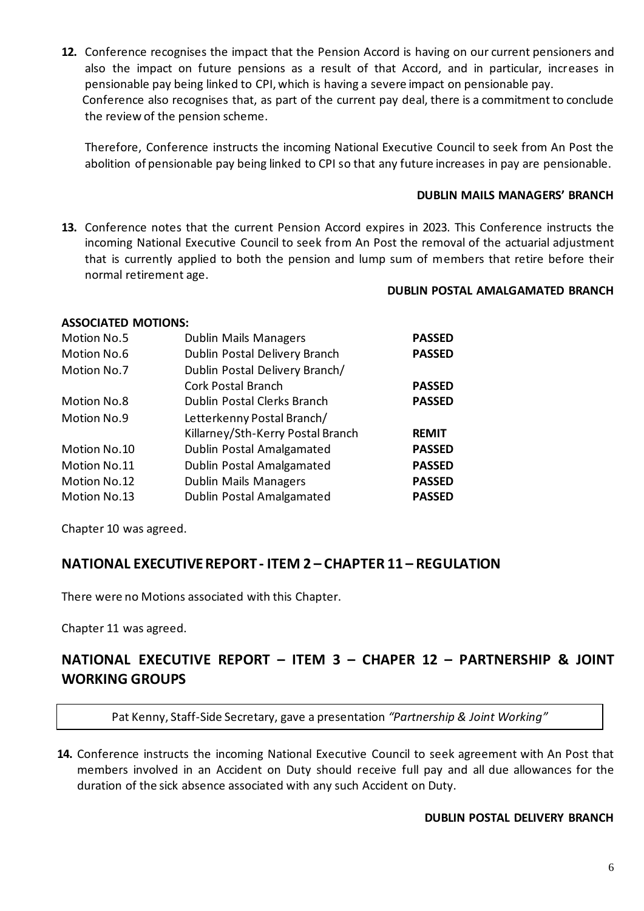**12.** Conference recognises the impact that the Pension Accord is having on our current pensioners and also the impact on future pensions as a result of that Accord, and in particular, increases in pensionable pay being linked to CPI, which is having a severe impact on pensionable pay.
Conference also recognises that, as part of the current pay deal, there is a commitment to conclude the review of the pension scheme.

Therefore, Conference instructs the incoming National Executive Council to seek from An Post the abolition of pensionable pay being linked to CPI so that any future increases in pay are pensionable.

**DUBLIN MAILS MANAGERS' BRANCH**

**13.** Conference notes that the current Pension Accord expires in 2023. This Conference instructs the incoming National Executive Council to seek from An Post the removal of the actuarial adjustment that is currently applied to both the pension and lump sum of members that retire before their normal retirement age.

**DUBLIN POSTAL AMALGAMATED BRANCH**

**ASSOCIATED MOTIONS:**

| | | |
|---|---|---|
| Motion No.5 | Dublin Mails Managers | **PASSED** |
| Motion No.6 | Dublin Postal Delivery Branch | **PASSED** |
| Motion No.7 | Dublin Postal Delivery Branch/ Cork Postal Branch | **PASSED** |
| Motion No.8 | Dublin Postal Clerks Branch | **PASSED** |
| Motion No.9 | Letterkenny Postal Branch/ Killarney/Sth-Kerry Postal Branch | **REMIT** |
| Motion No.10 | Dublin Postal Amalgamated | **PASSED** |
| Motion No.11 | Dublin Postal Amalgamated | **PASSED** |
| Motion No.12 | Dublin Mails Managers | **PASSED** |
| Motion No.13 | Dublin Postal Amalgamated | **PASSED** |

Chapter 10 was agreed.

## NATIONAL EXECUTIVE REPORT - ITEM 2 – CHAPTER 11 – REGULATION

There were no Motions associated with this Chapter.

Chapter 11 was agreed.

## NATIONAL EXECUTIVE REPORT – ITEM 3 – CHAPER 12 – PARTNERSHIP & JOINT WORKING GROUPS

Pat Kenny, Staff-Side Secretary, gave a presentation *"Partnership & Joint Working"*

**14.** Conference instructs the incoming National Executive Council to seek agreement with An Post that members involved in an Accident on Duty should receive full pay and all due allowances for the duration of the sick absence associated with any such Accident on Duty.

**DUBLIN POSTAL DELIVERY BRANCH**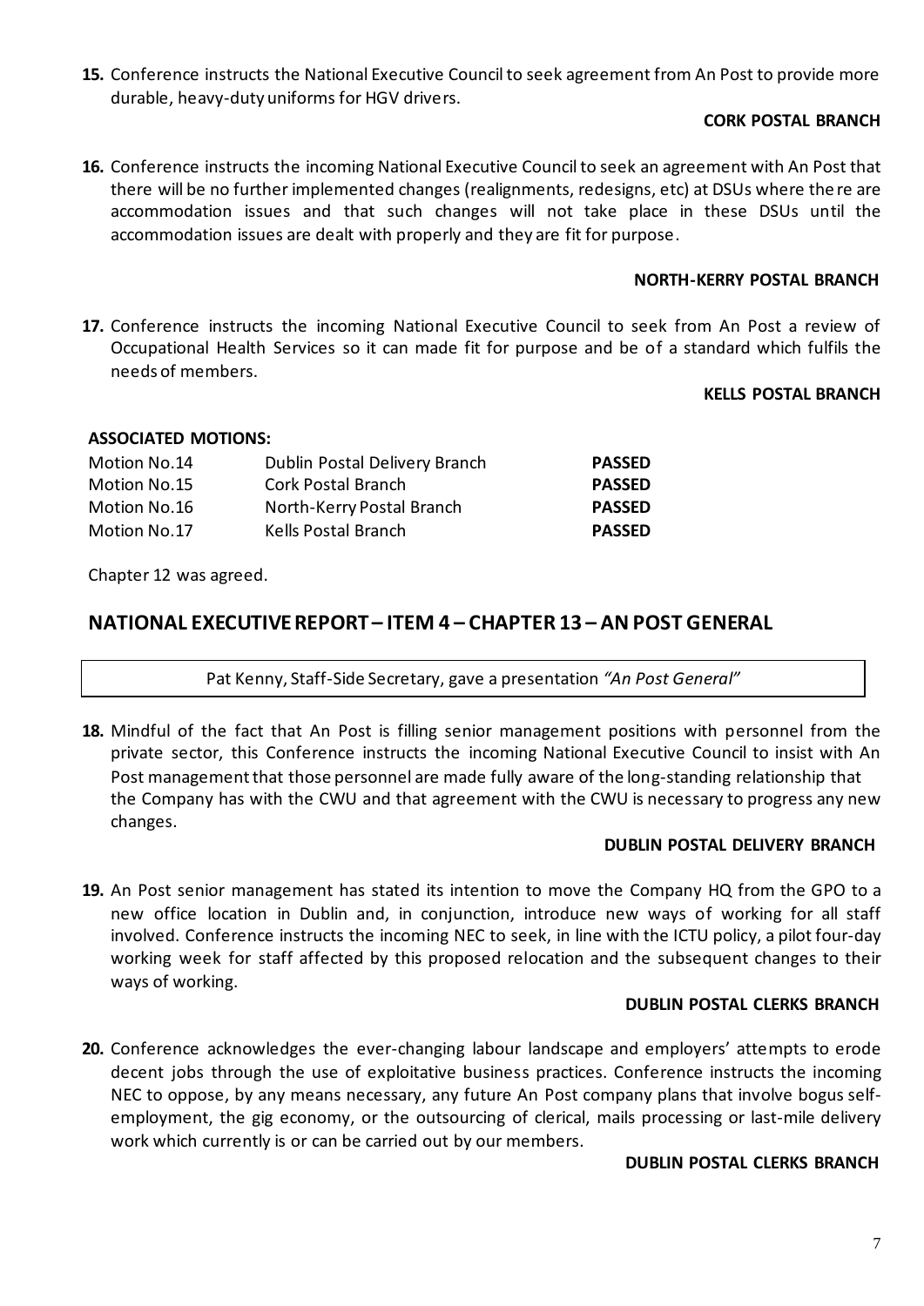**15.** Conference instructs the National Executive Council to seek agreement from An Post to provide more durable, heavy-duty uniforms for HGV drivers.

**CORK POSTAL BRANCH**

**16.** Conference instructs the incoming National Executive Council to seek an agreement with An Post that there will be no further implemented changes (realignments, redesigns, etc) at DSUs where there are accommodation issues and that such changes will not take place in these DSUs until the accommodation issues are dealt with properly and they are fit for purpose.

**NORTH-KERRY POSTAL BRANCH**

**17.** Conference instructs the incoming National Executive Council to seek from An Post a review of Occupational Health Services so it can made fit for purpose and be of a standard which fulfils the needs of members.

**KELLS POSTAL BRANCH**

**ASSOCIATED MOTIONS:**

| | | |
|---|---|---|
| Motion No.14 | Dublin Postal Delivery Branch | **PASSED** |
| Motion No.15 | Cork Postal Branch | **PASSED** |
| Motion No.16 | North-Kerry Postal Branch | **PASSED** |
| Motion No.17 | Kells Postal Branch | **PASSED** |

Chapter 12 was agreed.

## NATIONAL EXECUTIVE REPORT – ITEM 4 – CHAPTER 13 – AN POST GENERAL

Pat Kenny, Staff-Side Secretary, gave a presentation *"An Post General"*

**18.** Mindful of the fact that An Post is filling senior management positions with personnel from the private sector, this Conference instructs the incoming National Executive Council to insist with An Post management that those personnel are made fully aware of the long-standing relationship that the Company has with the CWU and that agreement with the CWU is necessary to progress any new changes.

**DUBLIN POSTAL DELIVERY BRANCH**

**19.** An Post senior management has stated its intention to move the Company HQ from the GPO to a new office location in Dublin and, in conjunction, introduce new ways of working for all staff involved. Conference instructs the incoming NEC to seek, in line with the ICTU policy, a pilot four-day working week for staff affected by this proposed relocation and the subsequent changes to their ways of working.

**DUBLIN POSTAL CLERKS BRANCH**

**20.** Conference acknowledges the ever-changing labour landscape and employers' attempts to erode decent jobs through the use of exploitative business practices. Conference instructs the incoming NEC to oppose, by any means necessary, any future An Post company plans that involve bogus self-employment, the gig economy, or the outsourcing of clerical, mails processing or last-mile delivery work which currently is or can be carried out by our members.

**DUBLIN POSTAL CLERKS BRANCH**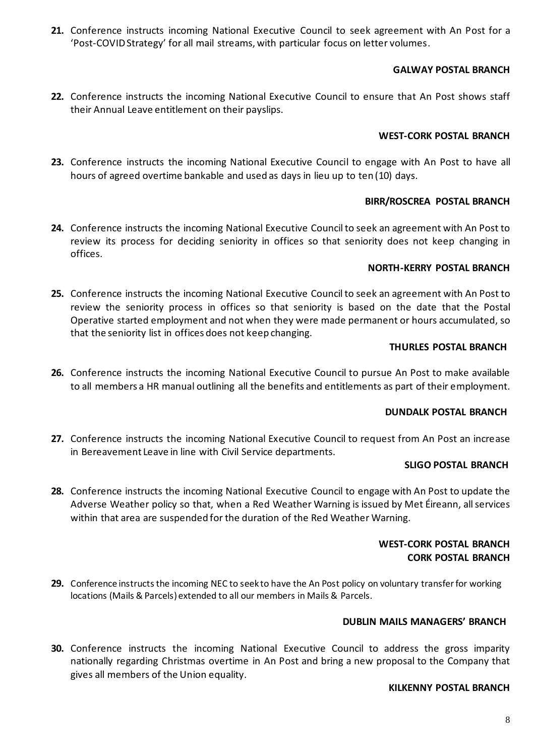**21.** Conference instructs incoming National Executive Council to seek agreement with An Post for a 'Post-COVID Strategy' for all mail streams, with particular focus on letter volumes.

**GALWAY POSTAL BRANCH**

**22.** Conference instructs the incoming National Executive Council to ensure that An Post shows staff their Annual Leave entitlement on their payslips.

**WEST-CORK POSTAL BRANCH**

**23.** Conference instructs the incoming National Executive Council to engage with An Post to have all hours of agreed overtime bankable and used as days in lieu up to ten (10) days.

**BIRR/ROSCREA POSTAL BRANCH**

**24.** Conference instructs the incoming National Executive Council to seek an agreement with An Post to review its process for deciding seniority in offices so that seniority does not keep changing in offices.

**NORTH-KERRY POSTAL BRANCH**

**25.** Conference instructs the incoming National Executive Council to seek an agreement with An Post to review the seniority process in offices so that seniority is based on the date that the Postal Operative started employment and not when they were made permanent or hours accumulated, so that the seniority list in offices does not keep changing.

**THURLES POSTAL BRANCH**

**26.** Conference instructs the incoming National Executive Council to pursue An Post to make available to all members a HR manual outlining all the benefits and entitlements as part of their employment.

**DUNDALK POSTAL BRANCH**

**27.** Conference instructs the incoming National Executive Council to request from An Post an increase in Bereavement Leave in line with Civil Service departments.

**SLIGO POSTAL BRANCH**

**28.** Conference instructs the incoming National Executive Council to engage with An Post to update the Adverse Weather policy so that, when a Red Weather Warning is issued by Met Éireann, all services within that area are suspended for the duration of the Red Weather Warning.

**WEST-CORK POSTAL BRANCH**
**CORK POSTAL BRANCH**

**29.** Conference instructs the incoming NEC to seek to have the An Post policy on voluntary transfer for working locations (Mails & Parcels) extended to all our members in Mails & Parcels.

**DUBLIN MAILS MANAGERS' BRANCH**

**30.** Conference instructs the incoming National Executive Council to address the gross imparity nationally regarding Christmas overtime in An Post and bring a new proposal to the Company that gives all members of the Union equality.

**KILKENNY POSTAL BRANCH**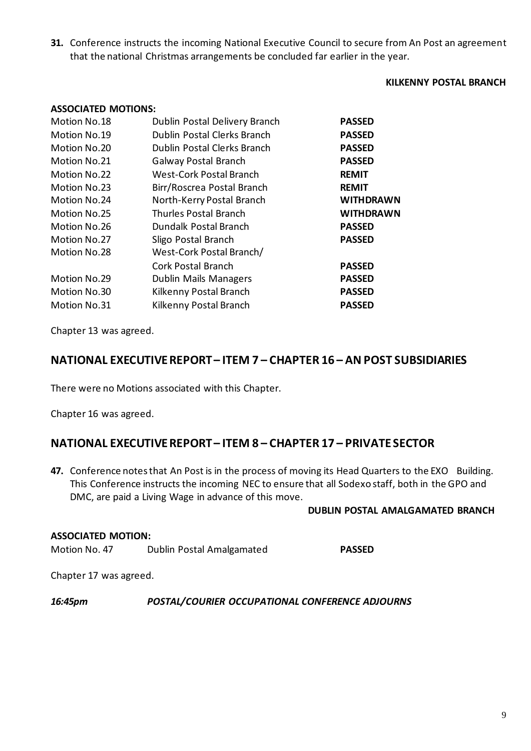**31.** Conference instructs the incoming National Executive Council to secure from An Post an agreement that the national Christmas arrangements be concluded far earlier in the year.

**KILKENNY POSTAL BRANCH**

**ASSOCIATED MOTIONS:**

| | | |
|---|---|---|
| Motion No.18 | Dublin Postal Delivery Branch | **PASSED** |
| Motion No.19 | Dublin Postal Clerks Branch | **PASSED** |
| Motion No.20 | Dublin Postal Clerks Branch | **PASSED** |
| Motion No.21 | Galway Postal Branch | **PASSED** |
| Motion No.22 | West-Cork Postal Branch | **REMIT** |
| Motion No.23 | Birr/Roscrea Postal Branch | **REMIT** |
| Motion No.24 | North-Kerry Postal Branch | **WITHDRAWN** |
| Motion No.25 | Thurles Postal Branch | **WITHDRAWN** |
| Motion No.26 | Dundalk Postal Branch | **PASSED** |
| Motion No.27 | Sligo Postal Branch | **PASSED** |
| Motion No.28 | West-Cork Postal Branch/ Cork Postal Branch | **PASSED** |
| Motion No.29 | Dublin Mails Managers | **PASSED** |
| Motion No.30 | Kilkenny Postal Branch | **PASSED** |
| Motion No.31 | Kilkenny Postal Branch | **PASSED** |

Chapter 13 was agreed.

## NATIONAL EXECUTIVE REPORT – ITEM 7 – CHAPTER 16 – AN POST SUBSIDIARIES

There were no Motions associated with this Chapter.

Chapter 16 was agreed.

## NATIONAL EXECUTIVE REPORT – ITEM 8 – CHAPTER 17 – PRIVATE SECTOR

**47.** Conference notes that An Post is in the process of moving its Head Quarters to the EXO Building. This Conference instructs the incoming NEC to ensure that all Sodexo staff, both in the GPO and DMC, are paid a Living Wage in advance of this move.

**DUBLIN POSTAL AMALGAMATED BRANCH**

**ASSOCIATED MOTION:**

| | | |
|---|---|---|
| Motion No. 47 | Dublin Postal Amalgamated | **PASSED** |

Chapter 17 was agreed.

***16:45pm POSTAL/COURIER OCCUPATIONAL CONFERENCE ADJOURNS***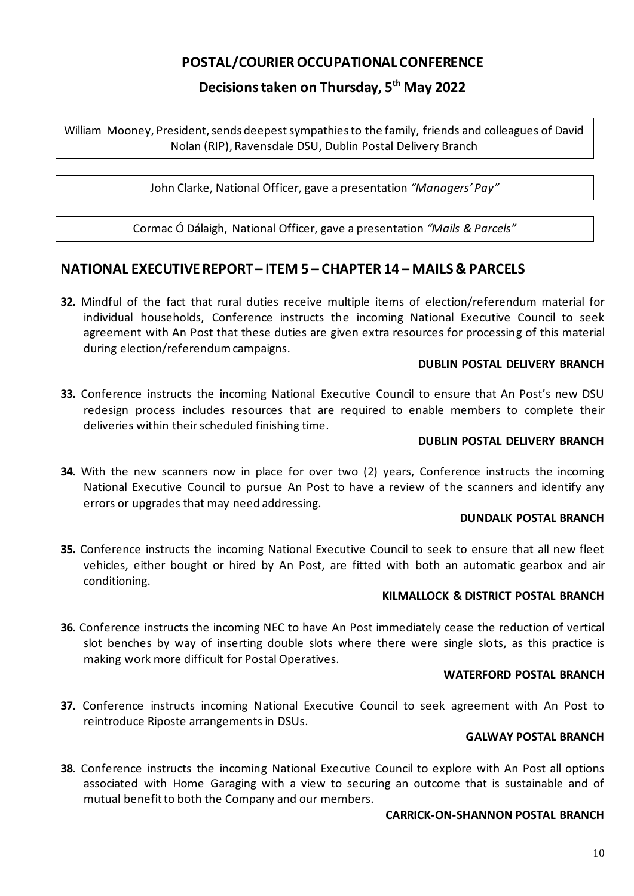# POSTAL/COURIER OCCUPATIONAL CONFERENCE

## Decisions taken on Thursday, 5th May 2022

William Mooney, President, sends deepest sympathies to the family, friends and colleagues of David Nolan (RIP), Ravensdale DSU, Dublin Postal Delivery Branch

John Clarke, National Officer, gave a presentation *"Managers' Pay"*

Cormac Ó Dálaigh, National Officer, gave a presentation *"Mails & Parcels"*

## NATIONAL EXECUTIVE REPORT – ITEM 5 – CHAPTER 14 – MAILS & PARCELS

**32.** Mindful of the fact that rural duties receive multiple items of election/referendum material for individual households, Conference instructs the incoming National Executive Council to seek agreement with An Post that these duties are given extra resources for processing of this material during election/referendum campaigns.

**DUBLIN POSTAL DELIVERY BRANCH**

**33.** Conference instructs the incoming National Executive Council to ensure that An Post's new DSU redesign process includes resources that are required to enable members to complete their deliveries within their scheduled finishing time.

**DUBLIN POSTAL DELIVERY BRANCH**

**34.** With the new scanners now in place for over two (2) years, Conference instructs the incoming National Executive Council to pursue An Post to have a review of the scanners and identify any errors or upgrades that may need addressing.

**DUNDALK POSTAL BRANCH**

**35.** Conference instructs the incoming National Executive Council to seek to ensure that all new fleet vehicles, either bought or hired by An Post, are fitted with both an automatic gearbox and air conditioning.

**KILMALLOCK & DISTRICT POSTAL BRANCH**

**36.** Conference instructs the incoming NEC to have An Post immediately cease the reduction of vertical slot benches by way of inserting double slots where there were single slots, as this practice is making work more difficult for Postal Operatives.

**WATERFORD POSTAL BRANCH**

**37.** Conference instructs incoming National Executive Council to seek agreement with An Post to reintroduce Riposte arrangements in DSUs.

**GALWAY POSTAL BRANCH**

**38**. Conference instructs the incoming National Executive Council to explore with An Post all options associated with Home Garaging with a view to securing an outcome that is sustainable and of mutual benefit to both the Company and our members.

**CARRICK-ON-SHANNON POSTAL BRANCH**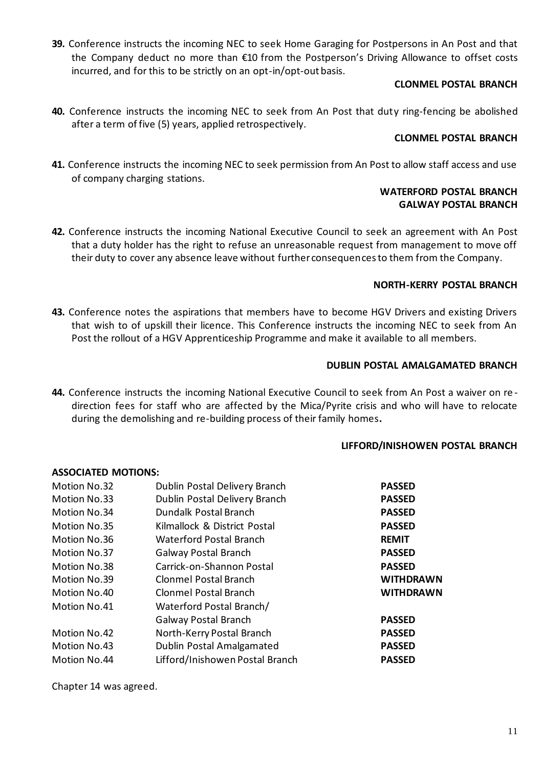**39.** Conference instructs the incoming NEC to seek Home Garaging for Postpersons in An Post and that the Company deduct no more than €10 from the Postperson's Driving Allowance to offset costs incurred, and for this to be strictly on an opt-in/opt-out basis.

**CLONMEL POSTAL BRANCH**

**40.** Conference instructs the incoming NEC to seek from An Post that duty ring-fencing be abolished after a term of five (5) years, applied retrospectively.

**CLONMEL POSTAL BRANCH**

**41.** Conference instructs the incoming NEC to seek permission from An Post to allow staff access and use of company charging stations.

**WATERFORD POSTAL BRANCH**
**GALWAY POSTAL BRANCH**

**42.** Conference instructs the incoming National Executive Council to seek an agreement with An Post that a duty holder has the right to refuse an unreasonable request from management to move off their duty to cover any absence leave without further consequences to them from the Company.

**NORTH-KERRY POSTAL BRANCH**

**43.** Conference notes the aspirations that members have to become HGV Drivers and existing Drivers that wish to of upskill their licence. This Conference instructs the incoming NEC to seek from An Post the rollout of a HGV Apprenticeship Programme and make it available to all members.

**DUBLIN POSTAL AMALGAMATED BRANCH**

**44.** Conference instructs the incoming National Executive Council to seek from An Post a waiver on re-direction fees for staff who are affected by the Mica/Pyrite crisis and who will have to relocate during the demolishing and re-building process of their family homes**.**

**LIFFORD/INISHOWEN POSTAL BRANCH**

**ASSOCIATED MOTIONS:**

| | | |
|---|---|---|
| Motion No.32 | Dublin Postal Delivery Branch | **PASSED** |
| Motion No.33 | Dublin Postal Delivery Branch | **PASSED** |
| Motion No.34 | Dundalk Postal Branch | **PASSED** |
| Motion No.35 | Kilmallock & District Postal | **PASSED** |
| Motion No.36 | Waterford Postal Branch | **REMIT** |
| Motion No.37 | Galway Postal Branch | **PASSED** |
| Motion No.38 | Carrick-on-Shannon Postal | **PASSED** |
| Motion No.39 | Clonmel Postal Branch | **WITHDRAWN** |
| Motion No.40 | Clonmel Postal Branch | **WITHDRAWN** |
| Motion No.41 | Waterford Postal Branch/ Galway Postal Branch | **PASSED** |
| Motion No.42 | North-Kerry Postal Branch | **PASSED** |
| Motion No.43 | Dublin Postal Amalgamated | **PASSED** |
| Motion No.44 | Lifford/Inishowen Postal Branch | **PASSED** |

Chapter 14 was agreed.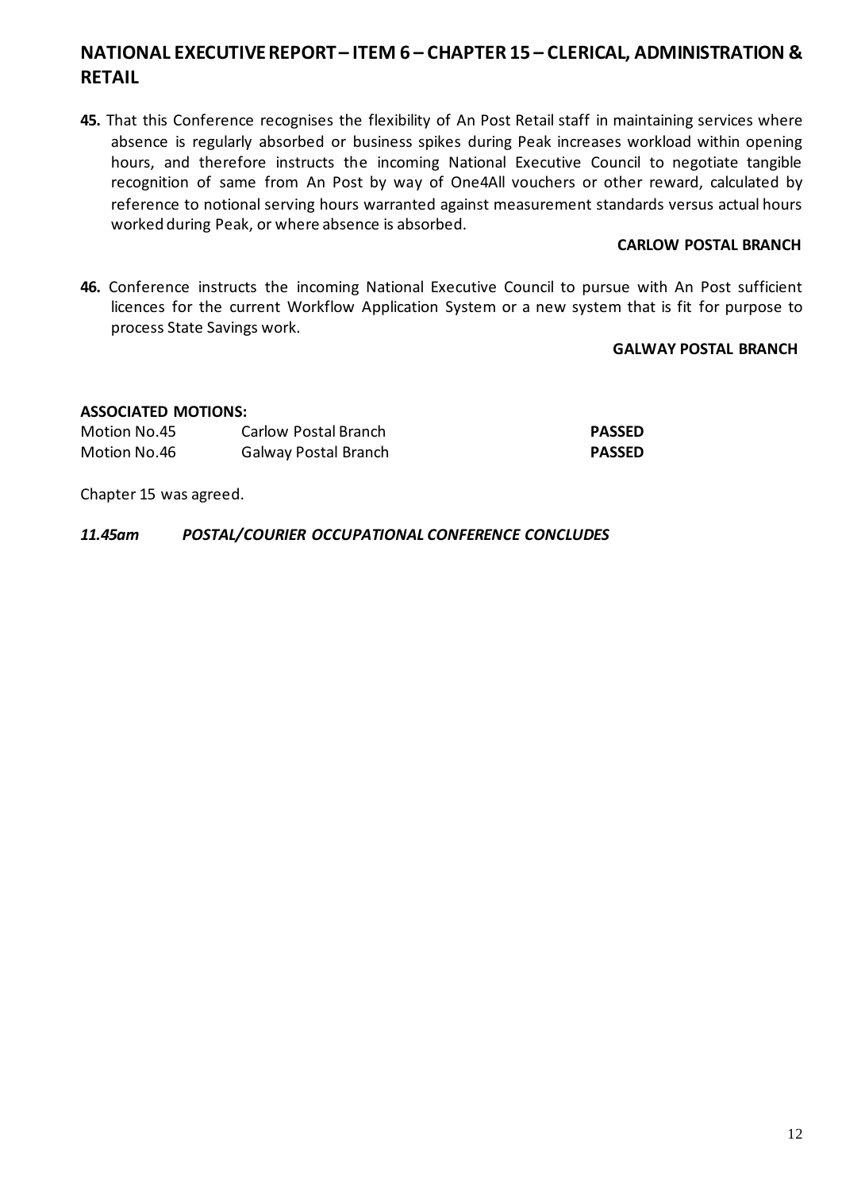## NATIONAL EXECUTIVE REPORT – ITEM 6 – CHAPTER 15 – CLERICAL, ADMINISTRATION & RETAIL

**45.** That this Conference recognises the flexibility of An Post Retail staff in maintaining services where absence is regularly absorbed or business spikes during Peak increases workload within opening hours, and therefore instructs the incoming National Executive Council to negotiate tangible recognition of same from An Post by way of One4All vouchers or other reward, calculated by reference to notional serving hours warranted against measurement standards versus actual hours worked during Peak, or where absence is absorbed.

**CARLOW POSTAL BRANCH**

**46.** Conference instructs the incoming National Executive Council to pursue with An Post sufficient licences for the current Workflow Application System or a new system that is fit for purpose to process State Savings work.

**GALWAY POSTAL BRANCH**

**ASSOCIATED MOTIONS:**

| | | |
|---|---|---|
| Motion No.45 | Carlow Postal Branch | **PASSED** |
| Motion No.46 | Galway Postal Branch | **PASSED** |

Chapter 15 was agreed.

***11.45am POSTAL/COURIER OCCUPATIONAL CONFERENCE CONCLUDES***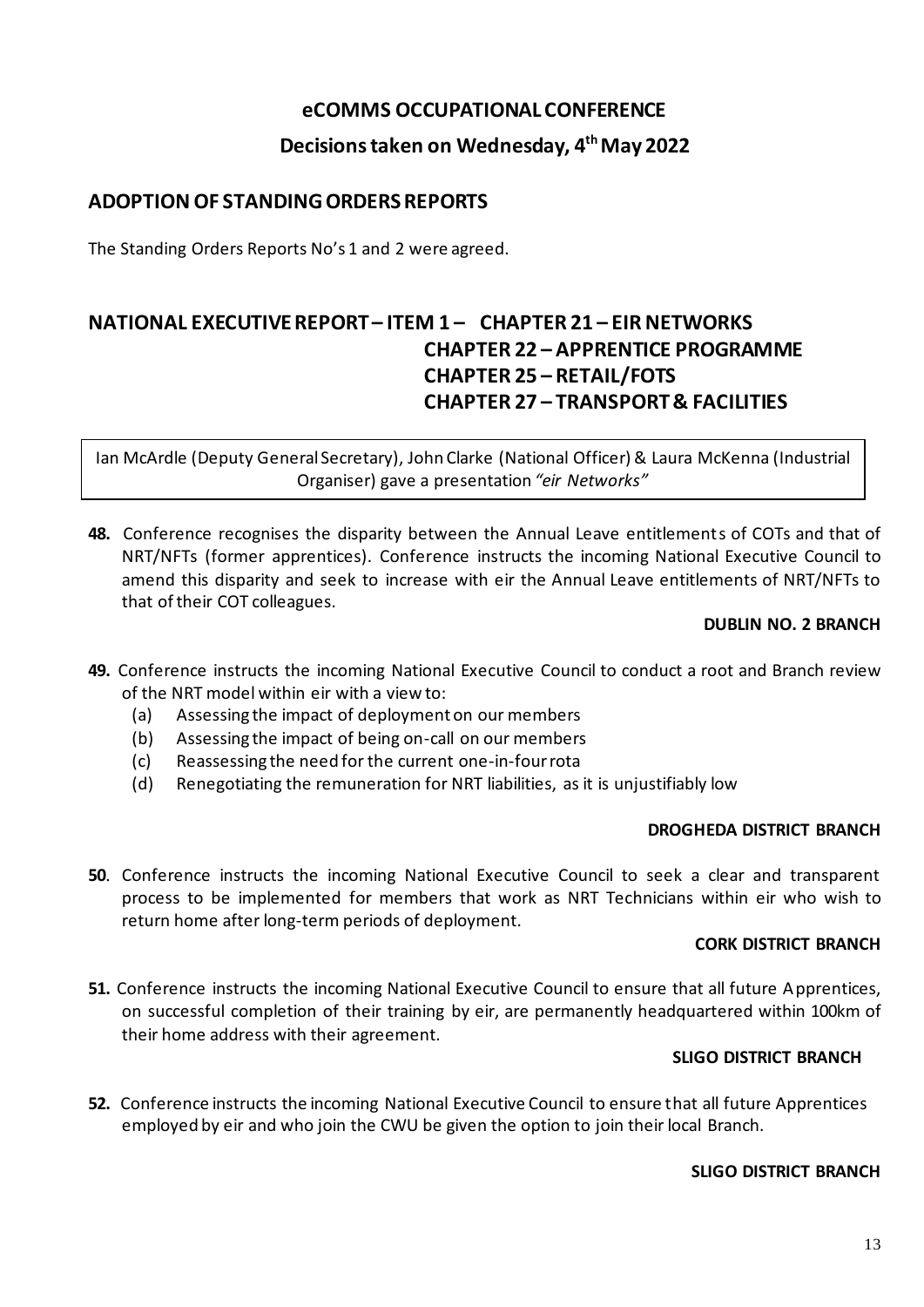## eCOMMS OCCUPATIONAL CONFERENCE

### Decisions taken on Wednesday, 4th May 2022

## ADOPTION OF STANDING ORDERS REPORTS

The Standing Orders Reports No's 1 and 2 were agreed.

## NATIONAL EXECUTIVE REPORT – ITEM 1 – CHAPTER 21 – EIR NETWORKS
## CHAPTER 22 – APPRENTICE PROGRAMME
## CHAPTER 25 – RETAIL/FOTS
## CHAPTER 27 – TRANSPORT & FACILITIES

Ian McArdle (Deputy General Secretary), John Clarke (National Officer) & Laura McKenna (Industrial Organiser) gave a presentation *"eir Networks"*

**48.** Conference recognises the disparity between the Annual Leave entitlements of COTs and that of NRT/NFTs (former apprentices). Conference instructs the incoming National Executive Council to amend this disparity and seek to increase with eir the Annual Leave entitlements of NRT/NFTs to that of their COT colleagues.

**DUBLIN NO. 2 BRANCH**

**49.** Conference instructs the incoming National Executive Council to conduct a root and Branch review of the NRT model within eir with a view to:

(a) Assessing the impact of deployment on our members
(b) Assessing the impact of being on-call on our members
(c) Reassessing the need for the current one-in-four rota
(d) Renegotiating the remuneration for NRT liabilities, as it is unjustifiably low

**DROGHEDA DISTRICT BRANCH**

**50**. Conference instructs the incoming National Executive Council to seek a clear and transparent process to be implemented for members that work as NRT Technicians within eir who wish to return home after long-term periods of deployment.

**CORK DISTRICT BRANCH**

**51.** Conference instructs the incoming National Executive Council to ensure that all future Apprentices, on successful completion of their training by eir, are permanently headquartered within 100km of their home address with their agreement.

**SLIGO DISTRICT BRANCH**

**52.** Conference instructs the incoming National Executive Council to ensure that all future Apprentices employed by eir and who join the CWU be given the option to join their local Branch.

**SLIGO DISTRICT BRANCH**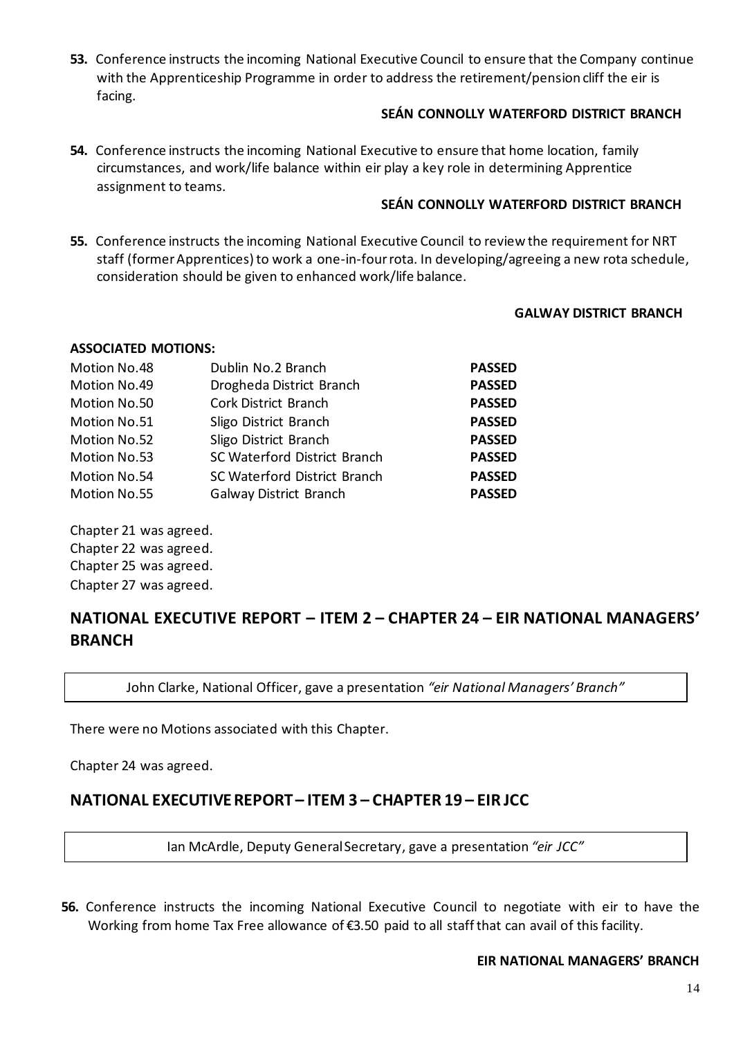**53.** Conference instructs the incoming National Executive Council to ensure that the Company continue with the Apprenticeship Programme in order to address the retirement/pension cliff the eir is facing.

**SEÁN CONNOLLY WATERFORD DISTRICT BRANCH**

**54.** Conference instructs the incoming National Executive to ensure that home location, family circumstances, and work/life balance within eir play a key role in determining Apprentice assignment to teams.

**SEÁN CONNOLLY WATERFORD DISTRICT BRANCH**

**55.** Conference instructs the incoming National Executive Council to review the requirement for NRT staff (former Apprentices) to work a one-in-four rota. In developing/agreeing a new rota schedule, consideration should be given to enhanced work/life balance.

**GALWAY DISTRICT BRANCH**

**ASSOCIATED MOTIONS:**

| | | |
|---|---|---|
| Motion No.48 | Dublin No.2 Branch | **PASSED** |
| Motion No.49 | Drogheda District Branch | **PASSED** |
| Motion No.50 | Cork District Branch | **PASSED** |
| Motion No.51 | Sligo District Branch | **PASSED** |
| Motion No.52 | Sligo District Branch | **PASSED** |
| Motion No.53 | SC Waterford District Branch | **PASSED** |
| Motion No.54 | SC Waterford District Branch | **PASSED** |
| Motion No.55 | Galway District Branch | **PASSED** |

Chapter 21 was agreed.
Chapter 22 was agreed.
Chapter 25 was agreed.
Chapter 27 was agreed.

## NATIONAL EXECUTIVE REPORT – ITEM 2 – CHAPTER 24 – EIR NATIONAL MANAGERS' BRANCH

John Clarke, National Officer, gave a presentation *"eir National Managers' Branch"*

There were no Motions associated with this Chapter.

Chapter 24 was agreed.

## NATIONAL EXECUTIVE REPORT – ITEM 3 – CHAPTER 19 – EIR JCC

Ian McArdle, Deputy General Secretary, gave a presentation *"eir JCC"*

**56.** Conference instructs the incoming National Executive Council to negotiate with eir to have the Working from home Tax Free allowance of €3.50 paid to all staff that can avail of this facility.

**EIR NATIONAL MANAGERS' BRANCH**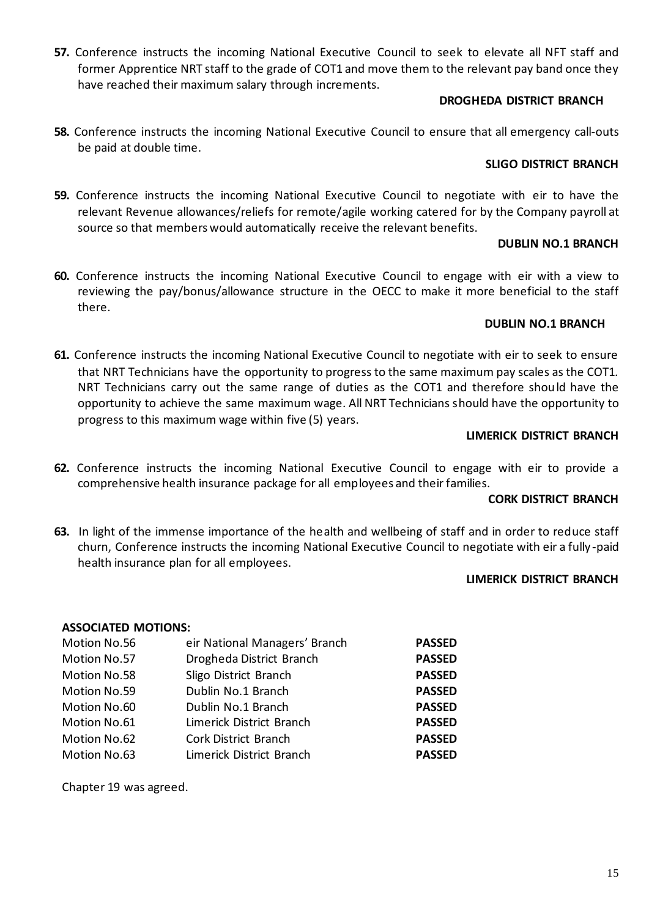**57.** Conference instructs the incoming National Executive Council to seek to elevate all NFT staff and former Apprentice NRT staff to the grade of COT1 and move them to the relevant pay band once they have reached their maximum salary through increments.

**DROGHEDA DISTRICT BRANCH**

**58.** Conference instructs the incoming National Executive Council to ensure that all emergency call-outs be paid at double time.

**SLIGO DISTRICT BRANCH**

**59.** Conference instructs the incoming National Executive Council to negotiate with eir to have the relevant Revenue allowances/reliefs for remote/agile working catered for by the Company payroll at source so that members would automatically receive the relevant benefits.

**DUBLIN NO.1 BRANCH**

**60.** Conference instructs the incoming National Executive Council to engage with eir with a view to reviewing the pay/bonus/allowance structure in the OECC to make it more beneficial to the staff there.

**DUBLIN NO.1 BRANCH**

**61.** Conference instructs the incoming National Executive Council to negotiate with eir to seek to ensure that NRT Technicians have the opportunity to progress to the same maximum pay scales as the COT1. NRT Technicians carry out the same range of duties as the COT1 and therefore should have the opportunity to achieve the same maximum wage. All NRT Technicians should have the opportunity to progress to this maximum wage within five (5) years.

**LIMERICK DISTRICT BRANCH**

**62.** Conference instructs the incoming National Executive Council to engage with eir to provide a comprehensive health insurance package for all employees and their families.

**CORK DISTRICT BRANCH**

**63.** In light of the immense importance of the health and wellbeing of staff and in order to reduce staff churn, Conference instructs the incoming National Executive Council to negotiate with eir a fully-paid health insurance plan for all employees.

**LIMERICK DISTRICT BRANCH**

**ASSOCIATED MOTIONS:**

| | | |
|---|---|---|
| Motion No.56 | eir National Managers' Branch | **PASSED** |
| Motion No.57 | Drogheda District Branch | **PASSED** |
| Motion No.58 | Sligo District Branch | **PASSED** |
| Motion No.59 | Dublin No.1 Branch | **PASSED** |
| Motion No.60 | Dublin No.1 Branch | **PASSED** |
| Motion No.61 | Limerick District Branch | **PASSED** |
| Motion No.62 | Cork District Branch | **PASSED** |
| Motion No.63 | Limerick District Branch | **PASSED** |

Chapter 19 was agreed.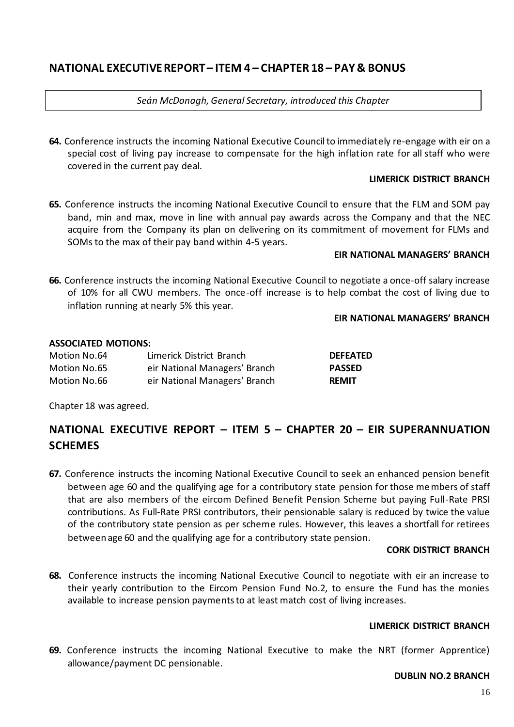## NATIONAL EXECUTIVE REPORT – ITEM 4 – CHAPTER 18 – PAY & BONUS

*Seán McDonagh, General Secretary, introduced this Chapter*

**64.** Conference instructs the incoming National Executive Council to immediately re-engage with eir on a special cost of living pay increase to compensate for the high inflation rate for all staff who were covered in the current pay deal.

**LIMERICK DISTRICT BRANCH**

**65.** Conference instructs the incoming National Executive Council to ensure that the FLM and SOM pay band, min and max, move in line with annual pay awards across the Company and that the NEC acquire from the Company its plan on delivering on its commitment of movement for FLMs and SOMs to the max of their pay band within 4-5 years.

**EIR NATIONAL MANAGERS' BRANCH**

**66.** Conference instructs the incoming National Executive Council to negotiate a once-off salary increase of 10% for all CWU members. The once-off increase is to help combat the cost of living due to inflation running at nearly 5% this year.

**EIR NATIONAL MANAGERS' BRANCH**

**ASSOCIATED MOTIONS:**

| | | |
|---|---|---|
| Motion No.64 | Limerick District Branch | **DEFEATED** |
| Motion No.65 | eir National Managers' Branch | **PASSED** |
| Motion No.66 | eir National Managers' Branch | **REMIT** |

Chapter 18 was agreed.

## NATIONAL EXECUTIVE REPORT – ITEM 5 – CHAPTER 20 – EIR SUPERANNUATION SCHEMES

**67.** Conference instructs the incoming National Executive Council to seek an enhanced pension benefit between age 60 and the qualifying age for a contributory state pension for those members of staff that are also members of the eircom Defined Benefit Pension Scheme but paying Full-Rate PRSI contributions. As Full-Rate PRSI contributors, their pensionable salary is reduced by twice the value of the contributory state pension as per scheme rules. However, this leaves a shortfall for retirees between age 60 and the qualifying age for a contributory state pension.

**CORK DISTRICT BRANCH**

**68.** Conference instructs the incoming National Executive Council to negotiate with eir an increase to their yearly contribution to the Eircom Pension Fund No.2, to ensure the Fund has the monies available to increase pension payments to at least match cost of living increases.

**LIMERICK DISTRICT BRANCH**

**69.** Conference instructs the incoming National Executive to make the NRT (former Apprentice) allowance/payment DC pensionable.

**DUBLIN NO.2 BRANCH**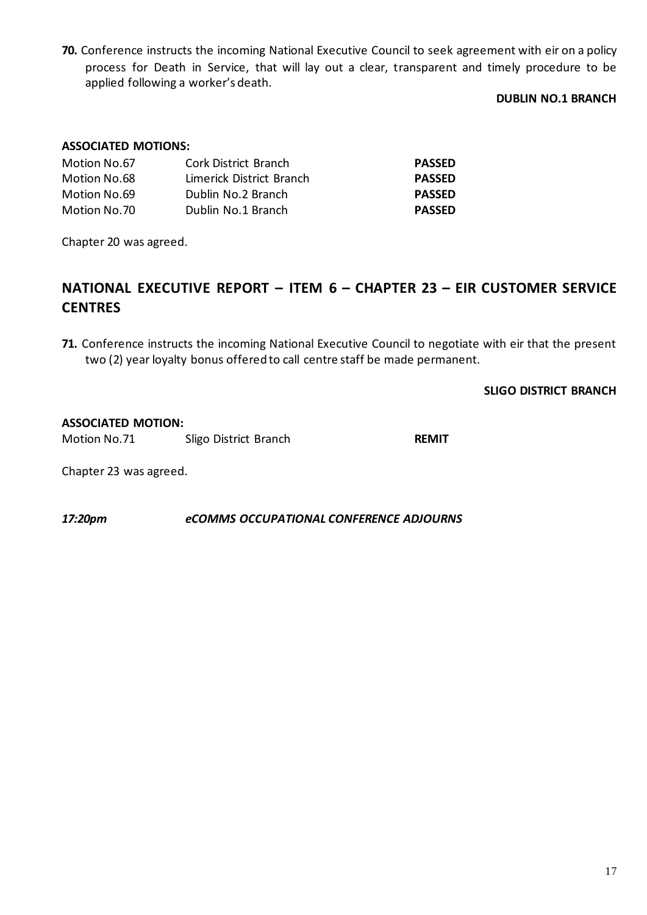**70.** Conference instructs the incoming National Executive Council to seek agreement with eir on a policy process for Death in Service, that will lay out a clear, transparent and timely procedure to be applied following a worker's death.

**DUBLIN NO.1 BRANCH**

**ASSOCIATED MOTIONS:**

| | | |
|---|---|---|
| Motion No.67 | Cork District Branch | **PASSED** |
| Motion No.68 | Limerick District Branch | **PASSED** |
| Motion No.69 | Dublin No.2 Branch | **PASSED** |
| Motion No.70 | Dublin No.1 Branch | **PASSED** |

Chapter 20 was agreed.

## NATIONAL EXECUTIVE REPORT – ITEM 6 – CHAPTER 23 – EIR CUSTOMER SERVICE CENTRES

**71.** Conference instructs the incoming National Executive Council to negotiate with eir that the present two (2) year loyalty bonus offered to call centre staff be made permanent.

**SLIGO DISTRICT BRANCH**

**ASSOCIATED MOTION:**

| | | |
|---|---|---|
| Motion No.71 | Sligo District Branch | **REMIT** |

Chapter 23 was agreed.

***17:20pm*** ***eCOMMS OCCUPATIONAL CONFERENCE ADJOURNS***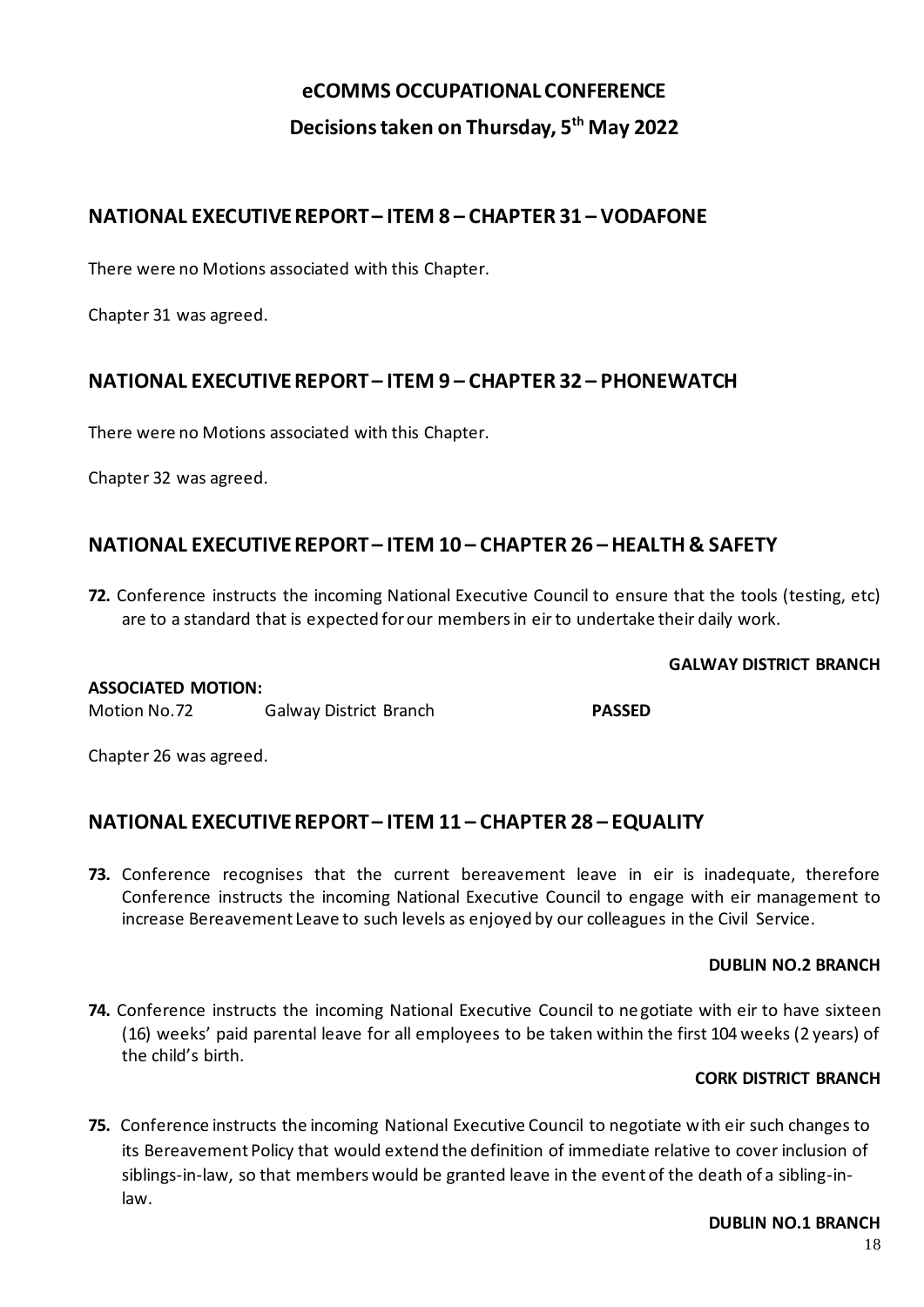# eCOMMS OCCUPATIONAL CONFERENCE

## Decisions taken on Thursday, 5th May 2022

## NATIONAL EXECUTIVE REPORT – ITEM 8 – CHAPTER 31 – VODAFONE

There were no Motions associated with this Chapter.

Chapter 31 was agreed.

## NATIONAL EXECUTIVE REPORT – ITEM 9 – CHAPTER 32 – PHONEWATCH

There were no Motions associated with this Chapter.

Chapter 32 was agreed.

## NATIONAL EXECUTIVE REPORT – ITEM 10 – CHAPTER 26 – HEALTH & SAFETY

**72.** Conference instructs the incoming National Executive Council to ensure that the tools (testing, etc) are to a standard that is expected for our members in eir to undertake their daily work.

**GALWAY DISTRICT BRANCH**

**ASSOCIATED MOTION:**

| | | |
|---|---|---|
| Motion No.72 | Galway District Branch | **PASSED** |

Chapter 26 was agreed.

## NATIONAL EXECUTIVE REPORT – ITEM 11 – CHAPTER 28 – EQUALITY

**73.** Conference recognises that the current bereavement leave in eir is inadequate, therefore Conference instructs the incoming National Executive Council to engage with eir management to increase Bereavement Leave to such levels as enjoyed by our colleagues in the Civil Service.

**DUBLIN NO.2 BRANCH**

**74.** Conference instructs the incoming National Executive Council to negotiate with eir to have sixteen (16) weeks' paid parental leave for all employees to be taken within the first 104 weeks (2 years) of the child's birth.

**CORK DISTRICT BRANCH**

**75.** Conference instructs the incoming National Executive Council to negotiate with eir such changes to its Bereavement Policy that would extend the definition of immediate relative to cover inclusion of siblings-in-law, so that members would be granted leave in the event of the death of a sibling-in-law.

**DUBLIN NO.1 BRANCH**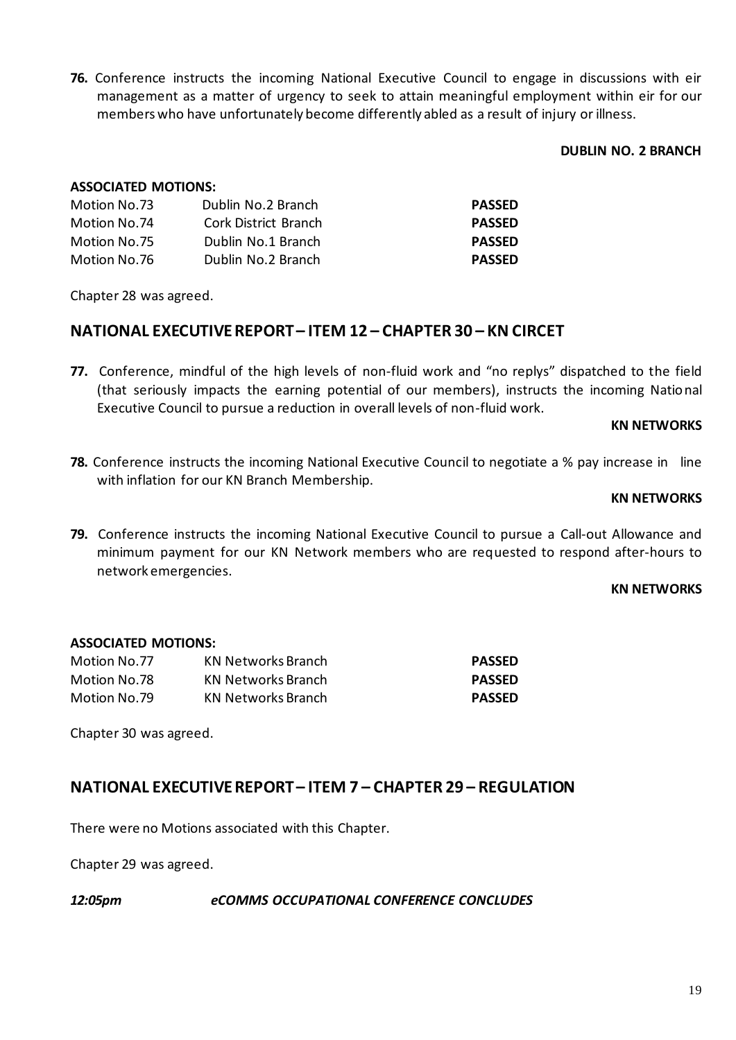**76.** Conference instructs the incoming National Executive Council to engage in discussions with eir management as a matter of urgency to seek to attain meaningful employment within eir for our members who have unfortunately become differently abled as a result of injury or illness.

**DUBLIN NO. 2 BRANCH**

**ASSOCIATED MOTIONS:**

| | | |
|---|---|---|
| Motion No.73 | Dublin No.2 Branch | **PASSED** |
| Motion No.74 | Cork District Branch | **PASSED** |
| Motion No.75 | Dublin No.1 Branch | **PASSED** |
| Motion No.76 | Dublin No.2 Branch | **PASSED** |

Chapter 28 was agreed.

## NATIONAL EXECUTIVE REPORT – ITEM 12 – CHAPTER 30 – KN CIRCET

**77.** Conference, mindful of the high levels of non-fluid work and "no replys" dispatched to the field (that seriously impacts the earning potential of our members), instructs the incoming National Executive Council to pursue a reduction in overall levels of non-fluid work.

**KN NETWORKS**

**78.** Conference instructs the incoming National Executive Council to negotiate a % pay increase in line with inflation for our KN Branch Membership.

**KN NETWORKS**

**79.** Conference instructs the incoming National Executive Council to pursue a Call-out Allowance and minimum payment for our KN Network members who are requested to respond after-hours to network emergencies.

**KN NETWORKS**

**ASSOCIATED MOTIONS:**

| | | |
|---|---|---|
| Motion No.77 | KN Networks Branch | **PASSED** |
| Motion No.78 | KN Networks Branch | **PASSED** |
| Motion No.79 | KN Networks Branch | **PASSED** |

Chapter 30 was agreed.

## NATIONAL EXECUTIVE REPORT – ITEM 7 – CHAPTER 29 – REGULATION

There were no Motions associated with this Chapter.

Chapter 29 was agreed.

***12:05pm eCOMMS OCCUPATIONAL CONFERENCE CONCLUDES***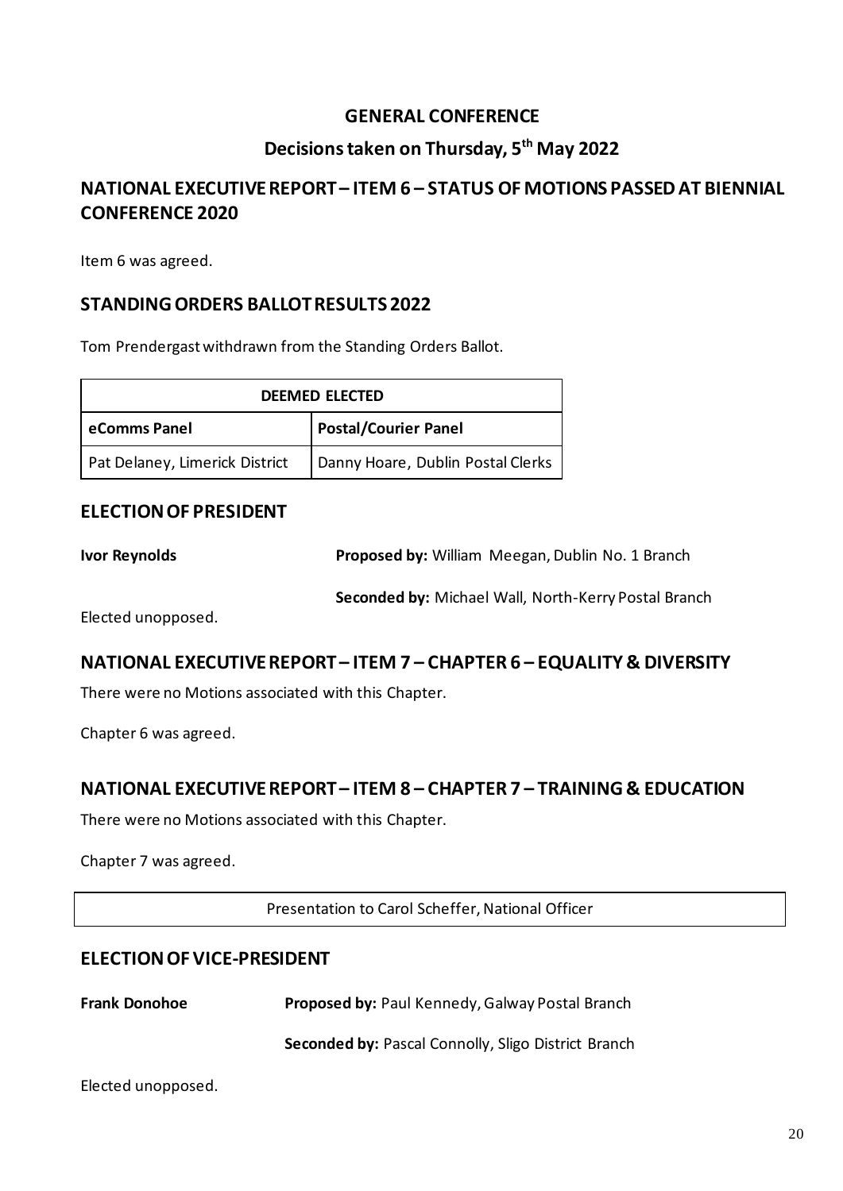## GENERAL CONFERENCE

### Decisions taken on Thursday, 5th May 2022

## NATIONAL EXECUTIVE REPORT – ITEM 6 – STATUS OF MOTIONS PASSED AT BIENNIAL CONFERENCE 2020

Item 6 was agreed.

## STANDING ORDERS BALLOT RESULTS 2022

Tom Prendergast withdrawn from the Standing Orders Ballot.

| DEEMED ELECTED | |
|---|---|
| **eComms Panel** | **Postal/Courier Panel** |
| Pat Delaney, Limerick District | Danny Hoare, Dublin Postal Clerks |

## ELECTION OF PRESIDENT

**Ivor Reynolds** — **Proposed by:** William Meegan, Dublin No. 1 Branch

**Seconded by:** Michael Wall, North-Kerry Postal Branch

Elected unopposed.

## NATIONAL EXECUTIVE REPORT – ITEM 7 – CHAPTER 6 – EQUALITY & DIVERSITY

There were no Motions associated with this Chapter.

Chapter 6 was agreed.

## NATIONAL EXECUTIVE REPORT – ITEM 8 – CHAPTER 7 – TRAINING & EDUCATION

There were no Motions associated with this Chapter.

Chapter 7 was agreed.

Presentation to Carol Scheffer, National Officer

## ELECTION OF VICE-PRESIDENT

**Frank Donohoe** — **Proposed by:** Paul Kennedy, Galway Postal Branch

**Seconded by:** Pascal Connolly, Sligo District Branch

Elected unopposed.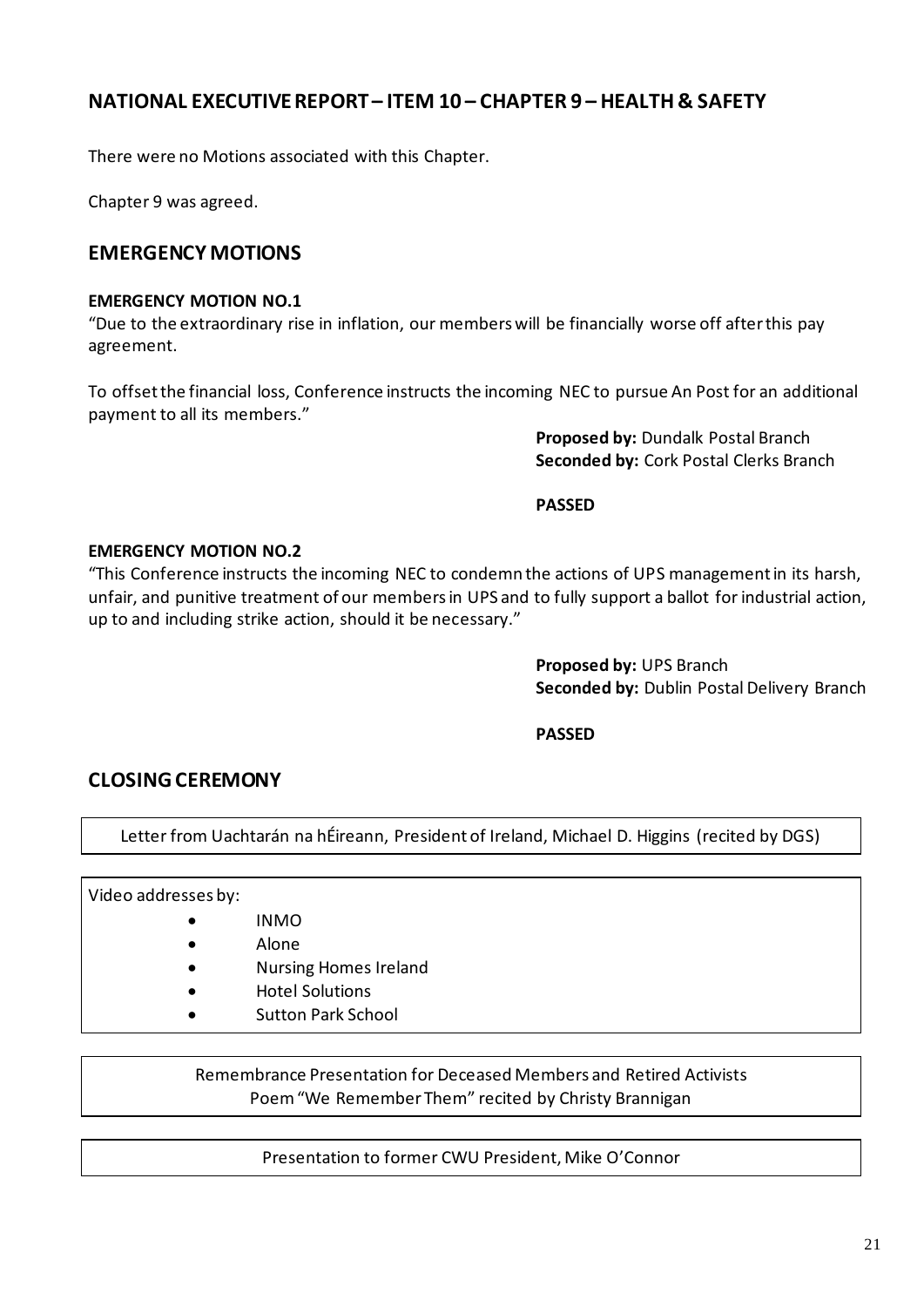## NATIONAL EXECUTIVE REPORT – ITEM 10 – CHAPTER 9 – HEALTH & SAFETY

There were no Motions associated with this Chapter.

Chapter 9 was agreed.

## EMERGENCY MOTIONS

**EMERGENCY MOTION NO.1**

"Due to the extraordinary rise in inflation, our members will be financially worse off after this pay agreement.

To offset the financial loss, Conference instructs the incoming NEC to pursue An Post for an additional payment to all its members."

**Proposed by:** Dundalk Postal Branch
**Seconded by:** Cork Postal Clerks Branch

**PASSED**

**EMERGENCY MOTION NO.2**

"This Conference instructs the incoming NEC to condemn the actions of UPS management in its harsh, unfair, and punitive treatment of our members in UPS and to fully support a ballot for industrial action, up to and including strike action, should it be necessary."

**Proposed by:** UPS Branch
**Seconded by:** Dublin Postal Delivery Branch

**PASSED**

## CLOSING CEREMONY

Letter from Uachtarán na hÉireann, President of Ireland, Michael D. Higgins (recited by DGS)

Video addresses by:

- INMO
- Alone
- Nursing Homes Ireland
- Hotel Solutions
- Sutton Park School

Remembrance Presentation for Deceased Members and Retired Activists
Poem "We Remember Them" recited by Christy Brannigan

Presentation to former CWU President, Mike O'Connor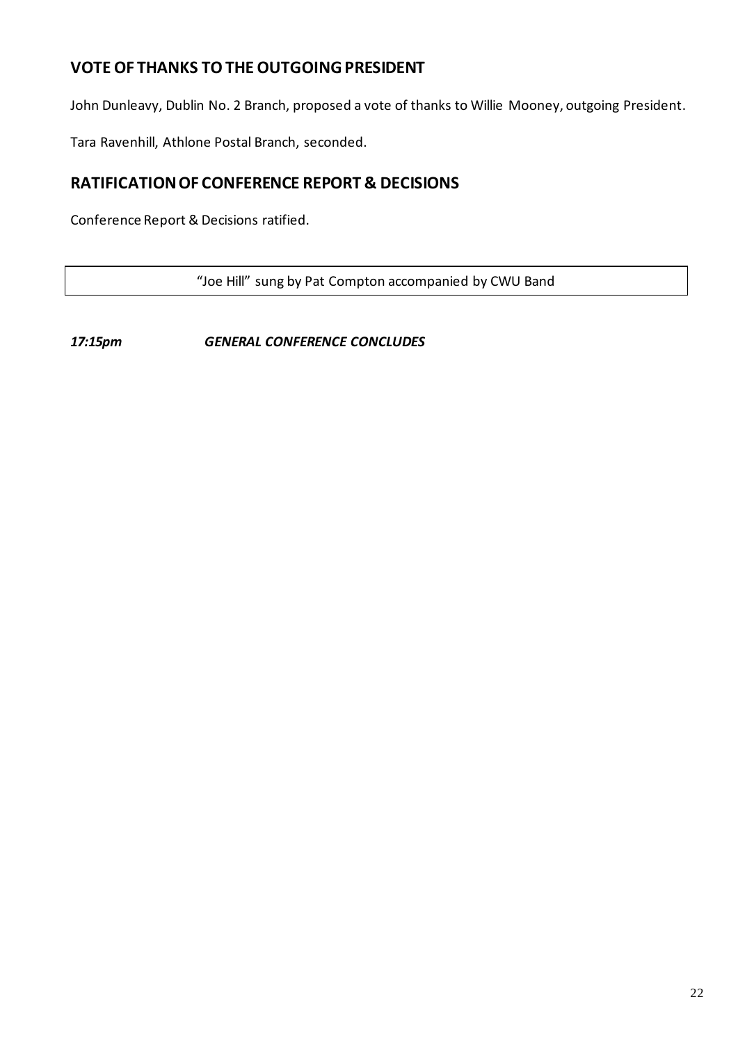## VOTE OF THANKS TO THE OUTGOING PRESIDENT

John Dunleavy, Dublin No. 2 Branch, proposed a vote of thanks to Willie Mooney, outgoing President.

Tara Ravenhill, Athlone Postal Branch, seconded.

## RATIFICATION OF CONFERENCE REPORT & DECISIONS

Conference Report & Decisions ratified.

"Joe Hill" sung by Pat Compton accompanied by CWU Band

***17:15pm GENERAL CONFERENCE CONCLUDES***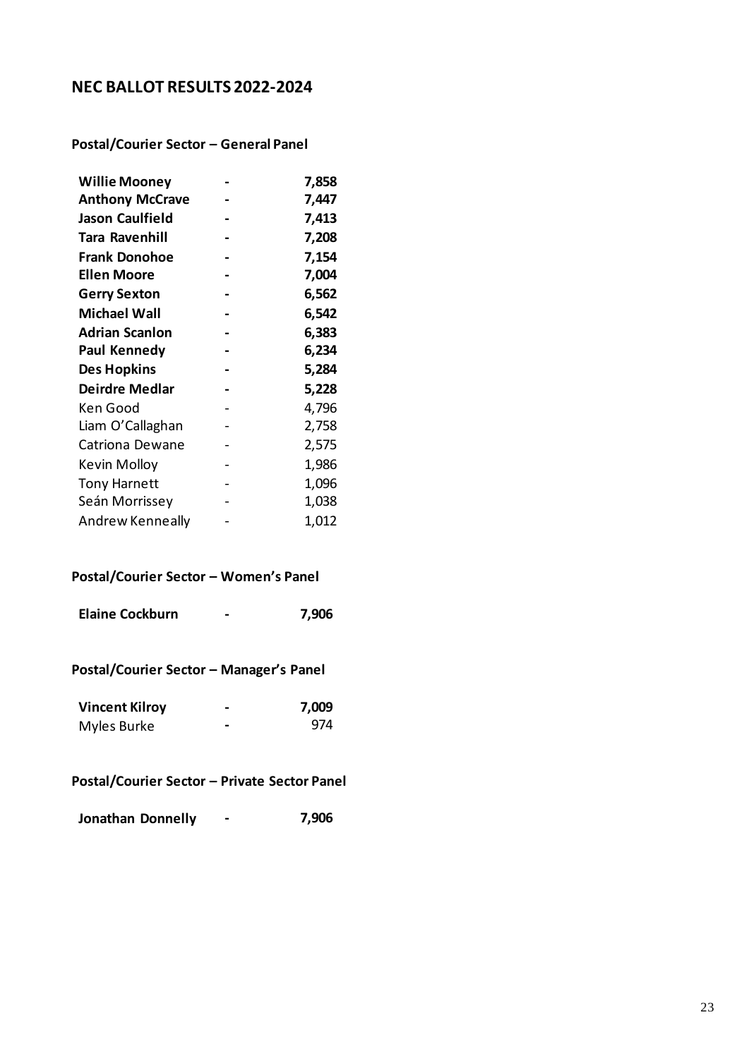## NEC BALLOT RESULTS 2022-2024

### Postal/Courier Sector – General Panel

| | | |
|---|---|---|
| **Willie Mooney** | **-** | **7,858** |
| **Anthony McCrave** | **-** | **7,447** |
| **Jason Caulfield** | **-** | **7,413** |
| **Tara Ravenhill** | **-** | **7,208** |
| **Frank Donohoe** | **-** | **7,154** |
| **Ellen Moore** | **-** | **7,004** |
| **Gerry Sexton** | **-** | **6,562** |
| **Michael Wall** | **-** | **6,542** |
| **Adrian Scanlon** | **-** | **6,383** |
| **Paul Kennedy** | **-** | **6,234** |
| **Des Hopkins** | **-** | **5,284** |
| **Deirdre Medlar** | **-** | **5,228** |
| Ken Good | - | 4,796 |
| Liam O'Callaghan | - | 2,758 |
| Catriona Dewane | - | 2,575 |
| Kevin Molloy | - | 1,986 |
| Tony Harnett | - | 1,096 |
| Seán Morrissey | - | 1,038 |
| Andrew Kenneally | - | 1,012 |

### Postal/Courier Sector – Women's Panel

| | | |
|---|---|---|
| **Elaine Cockburn** | **-** | **7,906** |

### Postal/Courier Sector – Manager's Panel

| | | |
|---|---|---|
| **Vincent Kilroy** | **-** | **7,009** |
| Myles Burke | - | 974 |

### Postal/Courier Sector – Private Sector Panel

| | | |
|---|---|---|
| **Jonathan Donnelly** | **-** | **7,906** |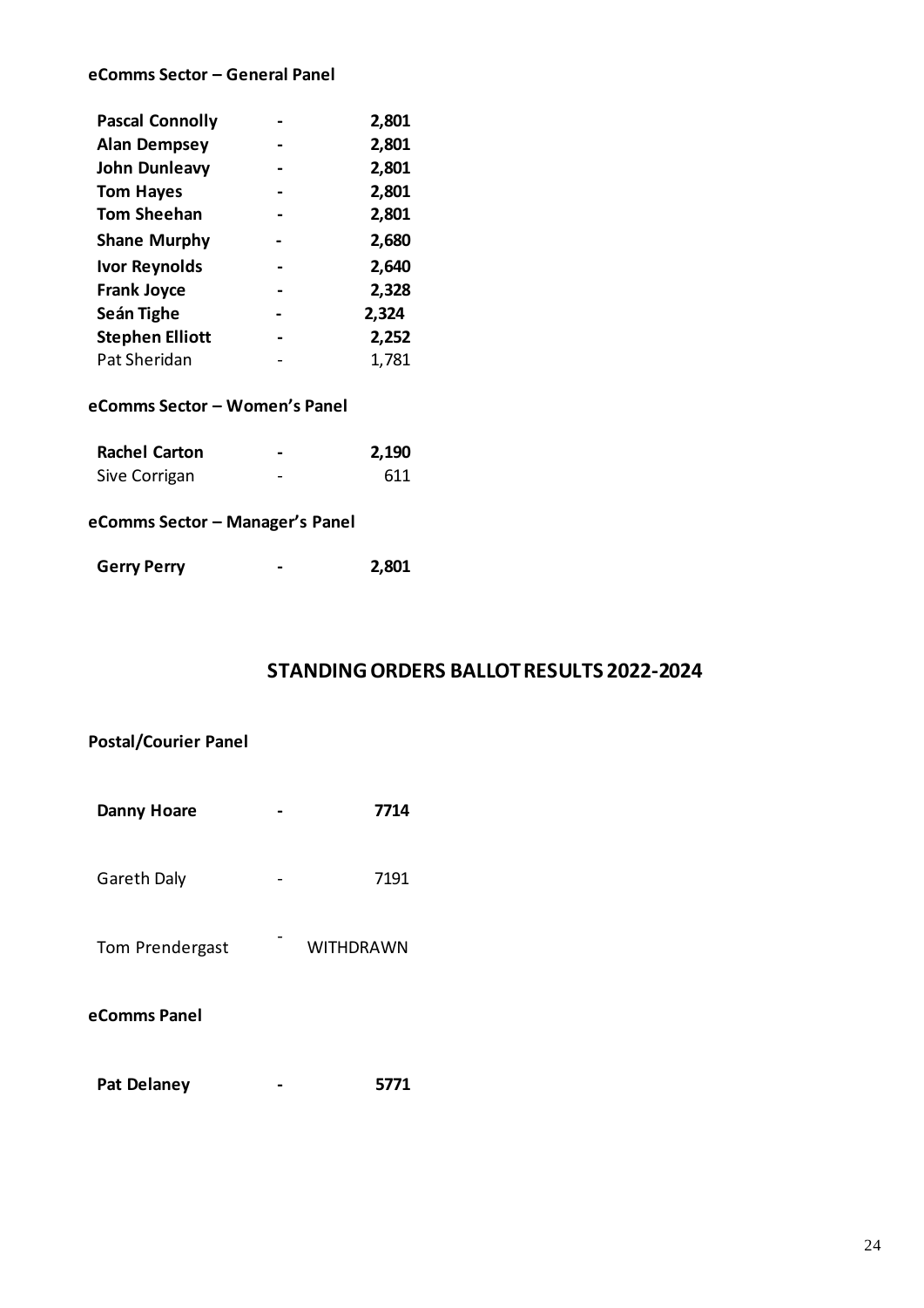**eComms Sector – General Panel**

| | | |
|---|---|---|
| **Pascal Connolly** | **-** | **2,801** |
| **Alan Dempsey** | **-** | **2,801** |
| **John Dunleavy** | **-** | **2,801** |
| **Tom Hayes** | **-** | **2,801** |
| **Tom Sheehan** | **-** | **2,801** |
| **Shane Murphy** | **-** | **2,680** |
| **Ivor Reynolds** | **-** | **2,640** |
| **Frank Joyce** | **-** | **2,328** |
| **Seán Tighe** | **-** | **2,324** |
| **Stephen Elliott** | **-** | **2,252** |
| Pat Sheridan | - | 1,781 |

**eComms Sector – Women's Panel**

| | | |
|---|---|---|
| **Rachel Carton** | **-** | **2,190** |
| Sive Corrigan | - | 611 |

**eComms Sector – Manager's Panel**

| | | |
|---|---|---|
| **Gerry Perry** | **-** | **2,801** |

## STANDING ORDERS BALLOT RESULTS 2022-2024

**Postal/Courier Panel**

| | | |
|---|---|---|
| **Danny Hoare** | **-** | **7714** |
| Gareth Daly | - | 7191 |
| Tom Prendergast | - | WITHDRAWN |

**eComms Panel**

| | | |
|---|---|---|
| **Pat Delaney** | **-** | **5771** |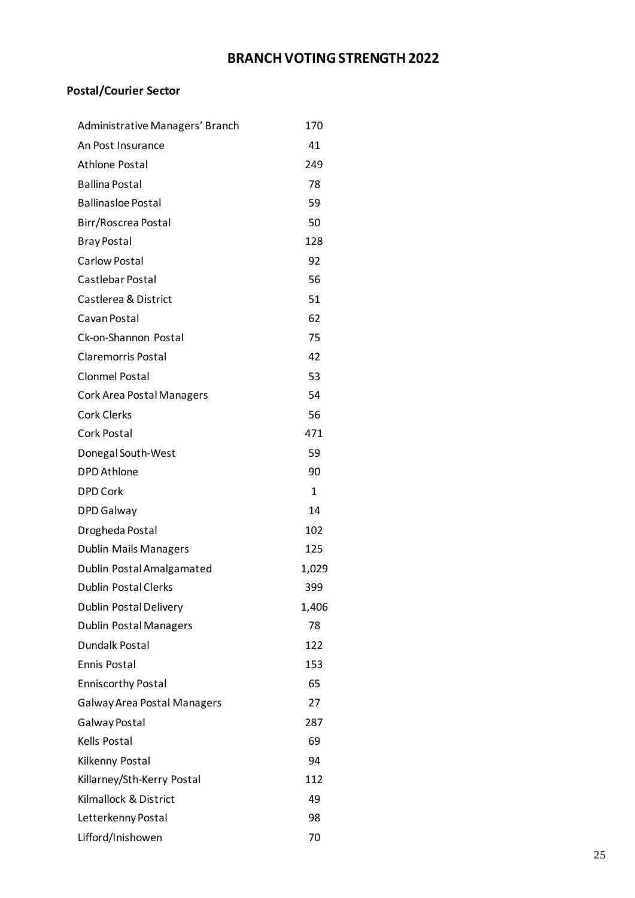# BRANCH VOTING STRENGTH 2022

## Postal/Courier Sector

| | |
|---|---|
| Administrative Managers' Branch | 170 |
| An Post Insurance | 41 |
| Athlone Postal | 249 |
| Ballina Postal | 78 |
| Ballinasloe Postal | 59 |
| Birr/Roscrea Postal | 50 |
| Bray Postal | 128 |
| Carlow Postal | 92 |
| Castlebar Postal | 56 |
| Castlerea & District | 51 |
| Cavan Postal | 62 |
| Ck-on-Shannon Postal | 75 |
| Claremorris Postal | 42 |
| Clonmel Postal | 53 |
| Cork Area Postal Managers | 54 |
| Cork Clerks | 56 |
| Cork Postal | 471 |
| Donegal South-West | 59 |
| DPD Athlone | 90 |
| DPD Cork | 1 |
| DPD Galway | 14 |
| Drogheda Postal | 102 |
| Dublin Mails Managers | 125 |
| Dublin Postal Amalgamated | 1,029 |
| Dublin Postal Clerks | 399 |
| Dublin Postal Delivery | 1,406 |
| Dublin Postal Managers | 78 |
| Dundalk Postal | 122 |
| Ennis Postal | 153 |
| Enniscorthy Postal | 65 |
| Galway Area Postal Managers | 27 |
| Galway Postal | 287 |
| Kells Postal | 69 |
| Kilkenny Postal | 94 |
| Killarney/Sth-Kerry Postal | 112 |
| Kilmallock & District | 49 |
| Letterkenny Postal | 98 |
| Lifford/Inishowen | 70 |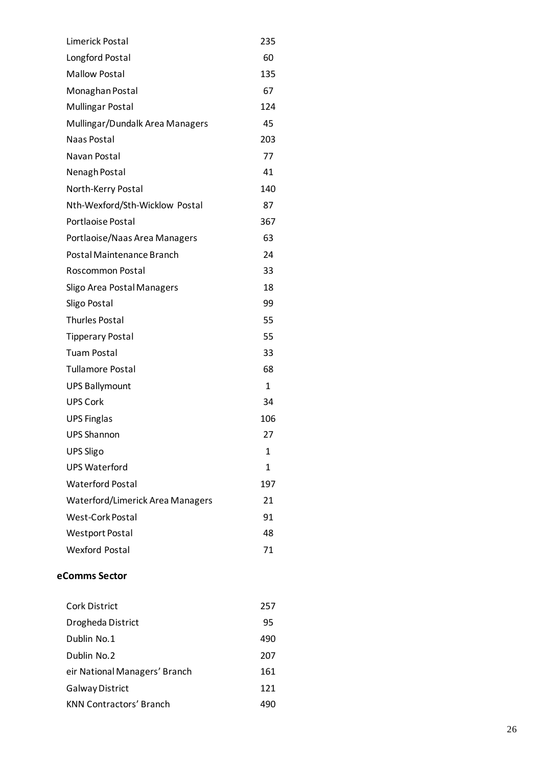| | |
|---|---|
| Limerick Postal | 235 |
| Longford Postal | 60 |
| Mallow Postal | 135 |
| Monaghan Postal | 67 |
| Mullingar Postal | 124 |
| Mullingar/Dundalk Area Managers | 45 |
| Naas Postal | 203 |
| Navan Postal | 77 |
| Nenagh Postal | 41 |
| North-Kerry Postal | 140 |
| Nth-Wexford/Sth-Wicklow Postal | 87 |
| Portlaoise Postal | 367 |
| Portlaoise/Naas Area Managers | 63 |
| Postal Maintenance Branch | 24 |
| Roscommon Postal | 33 |
| Sligo Area Postal Managers | 18 |
| Sligo Postal | 99 |
| Thurles Postal | 55 |
| Tipperary Postal | 55 |
| Tuam Postal | 33 |
| Tullamore Postal | 68 |
| UPS Ballymount | 1 |
| UPS Cork | 34 |
| UPS Finglas | 106 |
| UPS Shannon | 27 |
| UPS Sligo | 1 |
| UPS Waterford | 1 |
| Waterford Postal | 197 |
| Waterford/Limerick Area Managers | 21 |
| West-Cork Postal | 91 |
| Westport Postal | 48 |
| Wexford Postal | 71 |

**eComms Sector**

| | |
|---|---|
| Cork District | 257 |
| Drogheda District | 95 |
| Dublin No.1 | 490 |
| Dublin No.2 | 207 |
| eir National Managers' Branch | 161 |
| Galway District | 121 |
| KNN Contractors' Branch | 490 |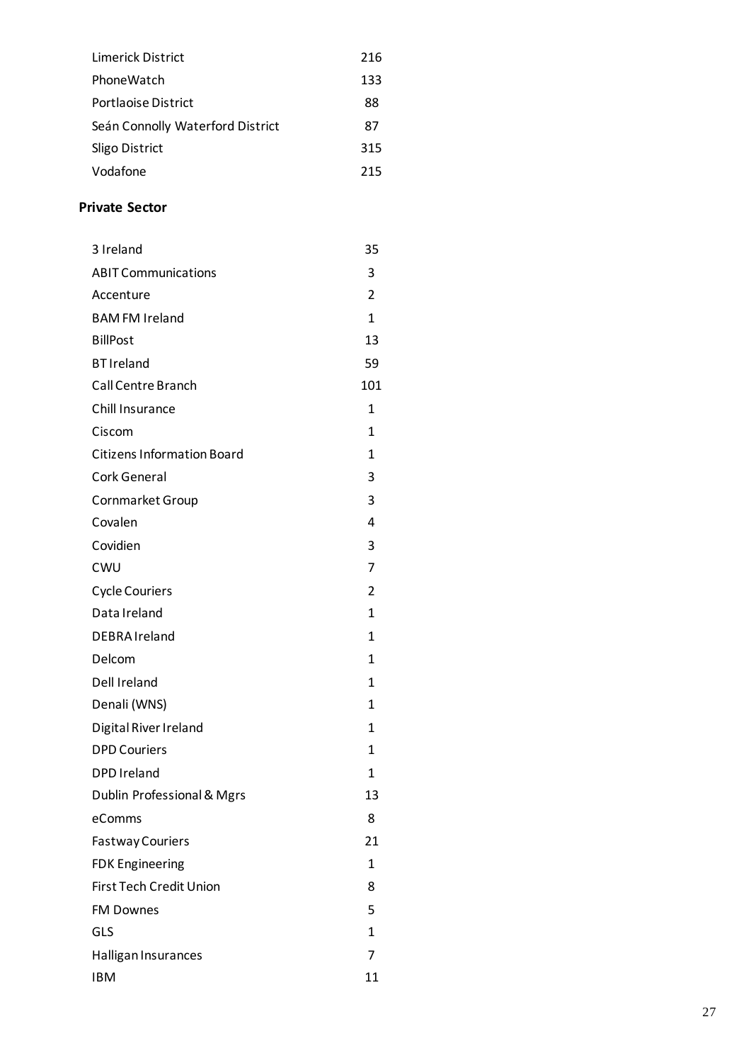| | |
|---|---|
| Limerick District | 216 |
| PhoneWatch | 133 |
| Portlaoise District | 88 |
| Seán Connolly Waterford District | 87 |
| Sligo District | 315 |
| Vodafone | 215 |

**Private Sector**

| | |
|---|---|
| 3 Ireland | 35 |
| ABIT Communications | 3 |
| Accenture | 2 |
| BAM FM Ireland | 1 |
| BillPost | 13 |
| BT Ireland | 59 |
| Call Centre Branch | 101 |
| Chill Insurance | 1 |
| Ciscom | 1 |
| Citizens Information Board | 1 |
| Cork General | 3 |
| Cornmarket Group | 3 |
| Covalen | 4 |
| Covidien | 3 |
| CWU | 7 |
| Cycle Couriers | 2 |
| Data Ireland | 1 |
| DEBRA Ireland | 1 |
| Delcom | 1 |
| Dell Ireland | 1 |
| Denali (WNS) | 1 |
| Digital River Ireland | 1 |
| DPD Couriers | 1 |
| DPD Ireland | 1 |
| Dublin Professional & Mgrs | 13 |
| eComms | 8 |
| Fastway Couriers | 21 |
| FDK Engineering | 1 |
| First Tech Credit Union | 8 |
| FM Downes | 5 |
| GLS | 1 |
| Halligan Insurances | 7 |
| IBM | 11 |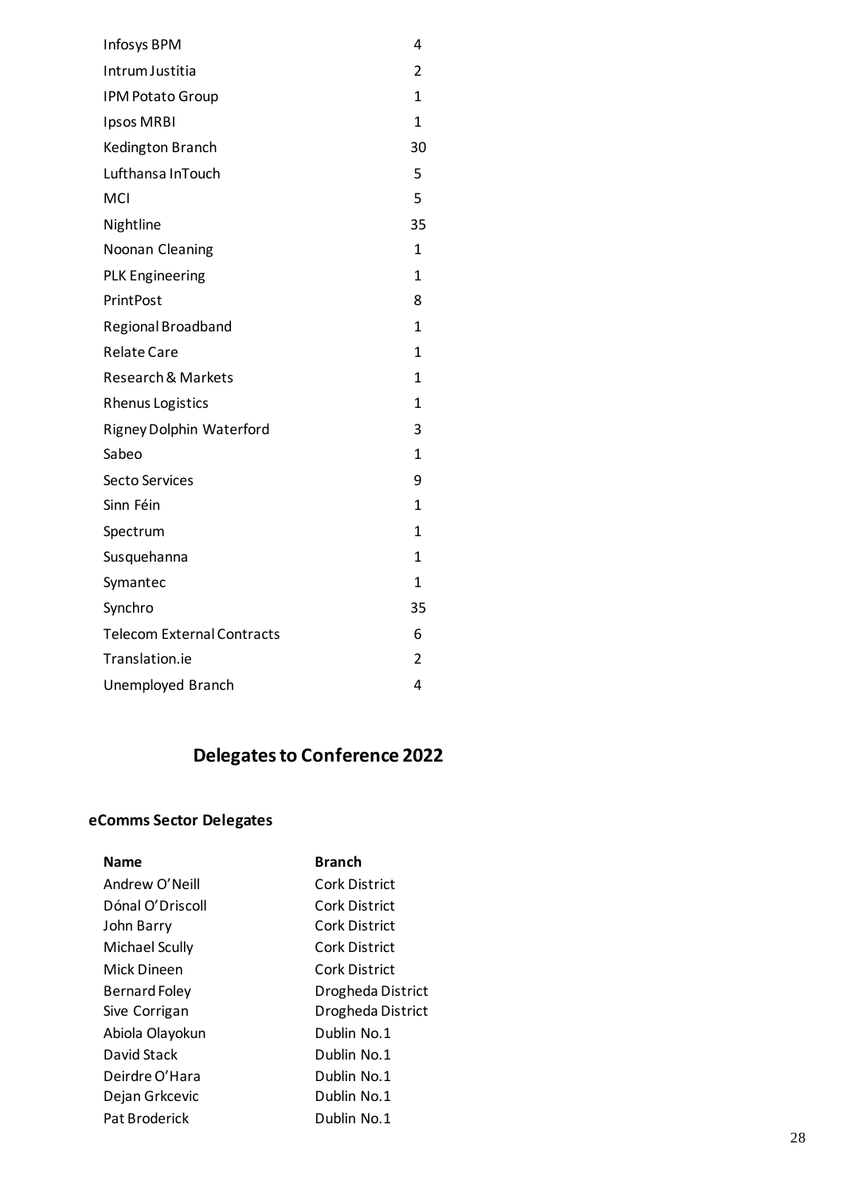| | |
|---|---|
| Infosys BPM | 4 |
| Intrum Justitia | 2 |
| IPM Potato Group | 1 |
| Ipsos MRBI | 1 |
| Kedington Branch | 30 |
| Lufthansa InTouch | 5 |
| MCI | 5 |
| Nightline | 35 |
| Noonan Cleaning | 1 |
| PLK Engineering | 1 |
| PrintPost | 8 |
| Regional Broadband | 1 |
| Relate Care | 1 |
| Research & Markets | 1 |
| Rhenus Logistics | 1 |
| Rigney Dolphin Waterford | 3 |
| Sabeo | 1 |
| Secto Services | 9 |
| Sinn Féin | 1 |
| Spectrum | 1 |
| Susquehanna | 1 |
| Symantec | 1 |
| Synchro | 35 |
| Telecom External Contracts | 6 |
| Translation.ie | 2 |
| Unemployed Branch | 4 |

## Delegates to Conference 2022

### eComms Sector Delegates

| Name | Branch |
|---|---|
| Andrew O'Neill | Cork District |
| Dónal O'Driscoll | Cork District |
| John Barry | Cork District |
| Michael Scully | Cork District |
| Mick Dineen | Cork District |
| Bernard Foley | Drogheda District |
| Sive Corrigan | Drogheda District |
| Abiola Olayokun | Dublin No.1 |
| David Stack | Dublin No.1 |
| Deirdre O'Hara | Dublin No.1 |
| Dejan Grkcevic | Dublin No.1 |
| Pat Broderick | Dublin No.1 |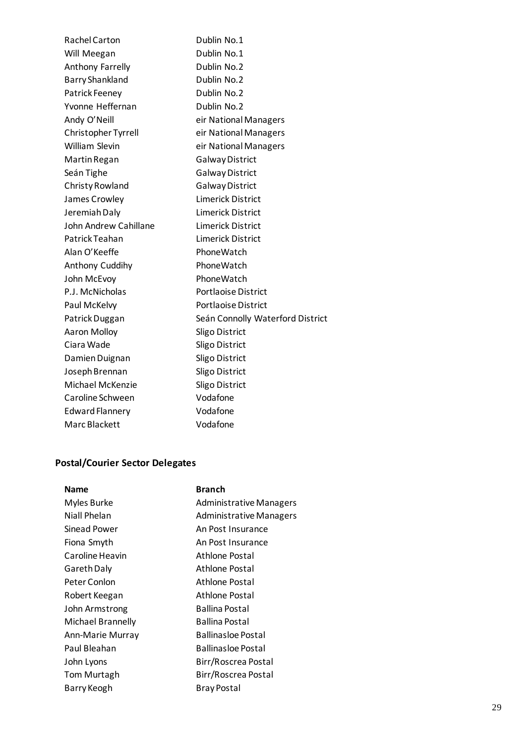| | |
|---|---|
| Rachel Carton | Dublin No.1 |
| Will Meegan | Dublin No.1 |
| Anthony Farrelly | Dublin No.2 |
| Barry Shankland | Dublin No.2 |
| Patrick Feeney | Dublin No.2 |
| Yvonne Heffernan | Dublin No.2 |
| Andy O'Neill | eir National Managers |
| Christopher Tyrrell | eir National Managers |
| William Slevin | eir National Managers |
| Martin Regan | Galway District |
| Seán Tighe | Galway District |
| Christy Rowland | Galway District |
| James Crowley | Limerick District |
| Jeremiah Daly | Limerick District |
| John Andrew Cahillane | Limerick District |
| Patrick Teahan | Limerick District |
| Alan O'Keeffe | PhoneWatch |
| Anthony Cuddihy | PhoneWatch |
| John McEvoy | PhoneWatch |
| P.J. McNicholas | Portlaoise District |
| Paul McKelvy | Portlaoise District |
| Patrick Duggan | Seán Connolly Waterford District |
| Aaron Molloy | Sligo District |
| Ciara Wade | Sligo District |
| Damien Duignan | Sligo District |
| Joseph Brennan | Sligo District |
| Michael McKenzie | Sligo District |
| Caroline Schween | Vodafone |
| Edward Flannery | Vodafone |
| Marc Blackett | Vodafone |

## Postal/Courier Sector Delegates

| Name | Branch |
|---|---|
| Myles Burke | Administrative Managers |
| Niall Phelan | Administrative Managers |
| Sinead Power | An Post Insurance |
| Fiona Smyth | An Post Insurance |
| Caroline Heavin | Athlone Postal |
| Gareth Daly | Athlone Postal |
| Peter Conlon | Athlone Postal |
| Robert Keegan | Athlone Postal |
| John Armstrong | Ballina Postal |
| Michael Brannelly | Ballina Postal |
| Ann-Marie Murray | Ballinasloe Postal |
| Paul Bleahan | Ballinasloe Postal |
| John Lyons | Birr/Roscrea Postal |
| Tom Murtagh | Birr/Roscrea Postal |
| Barry Keogh | Bray Postal |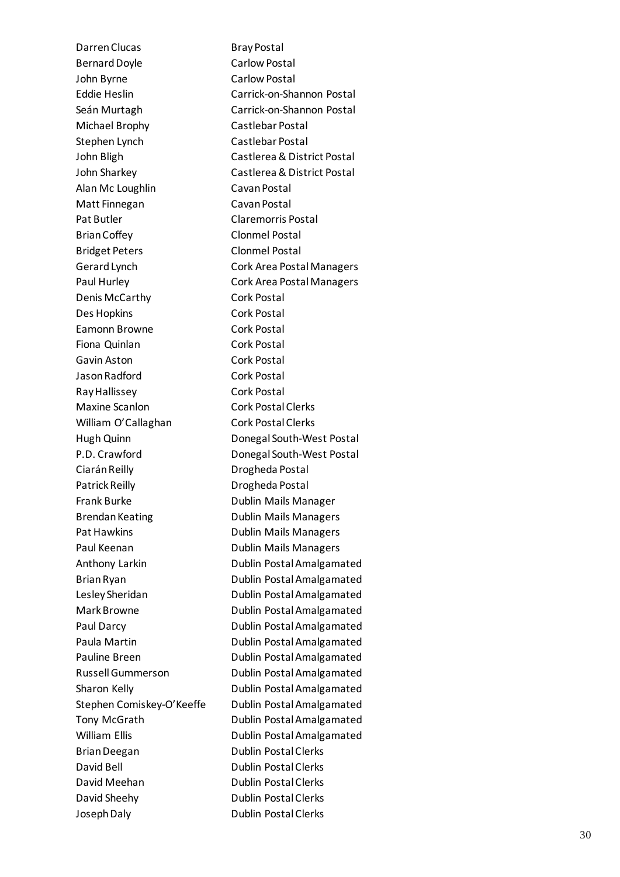| | |
|---|---|
| Darren Clucas | Bray Postal |
| Bernard Doyle | Carlow Postal |
| John Byrne | Carlow Postal |
| Eddie Heslin | Carrick-on-Shannon Postal |
| Seán Murtagh | Carrick-on-Shannon Postal |
| Michael Brophy | Castlebar Postal |
| Stephen Lynch | Castlebar Postal |
| John Bligh | Castlerea & District Postal |
| John Sharkey | Castlerea & District Postal |
| Alan Mc Loughlin | Cavan Postal |
| Matt Finnegan | Cavan Postal |
| Pat Butler | Claremorris Postal |
| Brian Coffey | Clonmel Postal |
| Bridget Peters | Clonmel Postal |
| Gerard Lynch | Cork Area Postal Managers |
| Paul Hurley | Cork Area Postal Managers |
| Denis McCarthy | Cork Postal |
| Des Hopkins | Cork Postal |
| Eamonn Browne | Cork Postal |
| Fiona Quinlan | Cork Postal |
| Gavin Aston | Cork Postal |
| Jason Radford | Cork Postal |
| Ray Hallissey | Cork Postal |
| Maxine Scanlon | Cork Postal Clerks |
| William O'Callaghan | Cork Postal Clerks |
| Hugh Quinn | Donegal South-West Postal |
| P.D. Crawford | Donegal South-West Postal |
| Ciarán Reilly | Drogheda Postal |
| Patrick Reilly | Drogheda Postal |
| Frank Burke | Dublin Mails Manager |
| Brendan Keating | Dublin Mails Managers |
| Pat Hawkins | Dublin Mails Managers |
| Paul Keenan | Dublin Mails Managers |
| Anthony Larkin | Dublin Postal Amalgamated |
| Brian Ryan | Dublin Postal Amalgamated |
| Lesley Sheridan | Dublin Postal Amalgamated |
| Mark Browne | Dublin Postal Amalgamated |
| Paul Darcy | Dublin Postal Amalgamated |
| Paula Martin | Dublin Postal Amalgamated |
| Pauline Breen | Dublin Postal Amalgamated |
| Russell Gummerson | Dublin Postal Amalgamated |
| Sharon Kelly | Dublin Postal Amalgamated |
| Stephen Comiskey-O'Keeffe | Dublin Postal Amalgamated |
| Tony McGrath | Dublin Postal Amalgamated |
| William Ellis | Dublin Postal Amalgamated |
| Brian Deegan | Dublin Postal Clerks |
| David Bell | Dublin Postal Clerks |
| David Meehan | Dublin Postal Clerks |
| David Sheehy | Dublin Postal Clerks |
| Joseph Daly | Dublin Postal Clerks |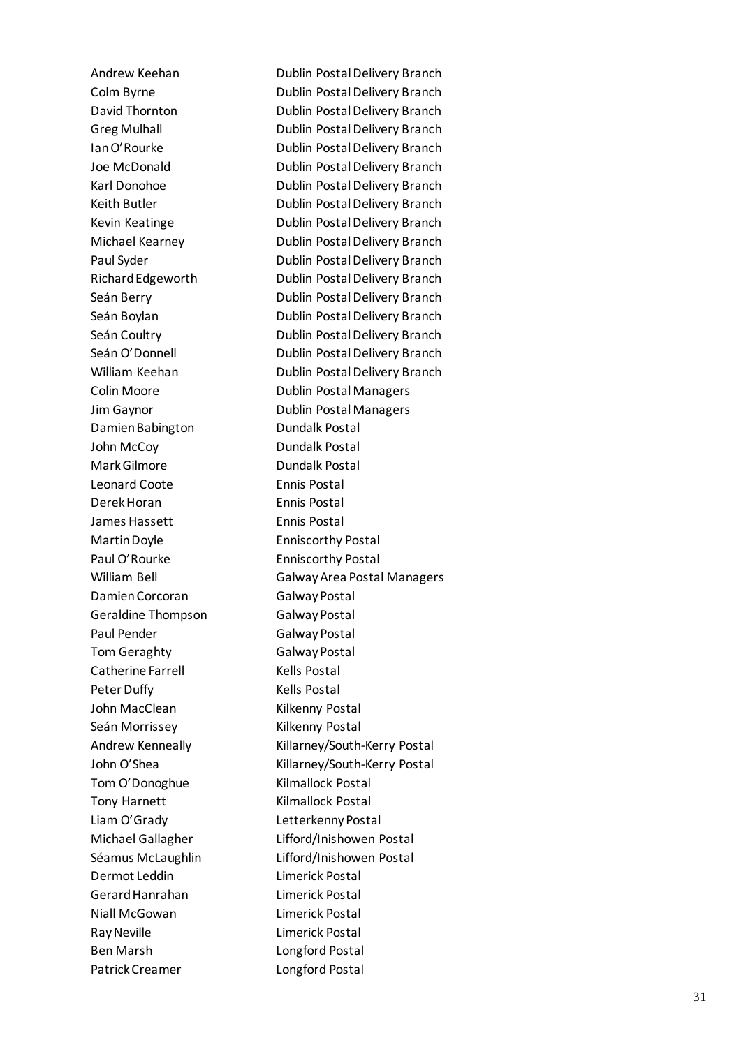| | |
|---|---|
| Andrew Keehan | Dublin Postal Delivery Branch |
| Colm Byrne | Dublin Postal Delivery Branch |
| David Thornton | Dublin Postal Delivery Branch |
| Greg Mulhall | Dublin Postal Delivery Branch |
| Ian O'Rourke | Dublin Postal Delivery Branch |
| Joe McDonald | Dublin Postal Delivery Branch |
| Karl Donohoe | Dublin Postal Delivery Branch |
| Keith Butler | Dublin Postal Delivery Branch |
| Kevin Keatinge | Dublin Postal Delivery Branch |
| Michael Kearney | Dublin Postal Delivery Branch |
| Paul Syder | Dublin Postal Delivery Branch |
| Richard Edgeworth | Dublin Postal Delivery Branch |
| Seán Berry | Dublin Postal Delivery Branch |
| Seán Boylan | Dublin Postal Delivery Branch |
| Seán Coultry | Dublin Postal Delivery Branch |
| Seán O'Donnell | Dublin Postal Delivery Branch |
| William Keehan | Dublin Postal Delivery Branch |
| Colin Moore | Dublin Postal Managers |
| Jim Gaynor | Dublin Postal Managers |
| Damien Babington | Dundalk Postal |
| John McCoy | Dundalk Postal |
| Mark Gilmore | Dundalk Postal |
| Leonard Coote | Ennis Postal |
| Derek Horan | Ennis Postal |
| James Hassett | Ennis Postal |
| Martin Doyle | Enniscorthy Postal |
| Paul O'Rourke | Enniscorthy Postal |
| William Bell | Galway Area Postal Managers |
| Damien Corcoran | Galway Postal |
| Geraldine Thompson | Galway Postal |
| Paul Pender | Galway Postal |
| Tom Geraghty | Galway Postal |
| Catherine Farrell | Kells Postal |
| Peter Duffy | Kells Postal |
| John MacClean | Kilkenny Postal |
| Seán Morrissey | Kilkenny Postal |
| Andrew Kenneally | Killarney/South-Kerry Postal |
| John O'Shea | Killarney/South-Kerry Postal |
| Tom O'Donoghue | Kilmallock Postal |
| Tony Harnett | Kilmallock Postal |
| Liam O'Grady | Letterkenny Postal |
| Michael Gallagher | Lifford/Inishowen Postal |
| Séamus McLaughlin | Lifford/Inishowen Postal |
| Dermot Leddin | Limerick Postal |
| Gerard Hanrahan | Limerick Postal |
| Niall McGowan | Limerick Postal |
| Ray Neville | Limerick Postal |
| Ben Marsh | Longford Postal |
| Patrick Creamer | Longford Postal |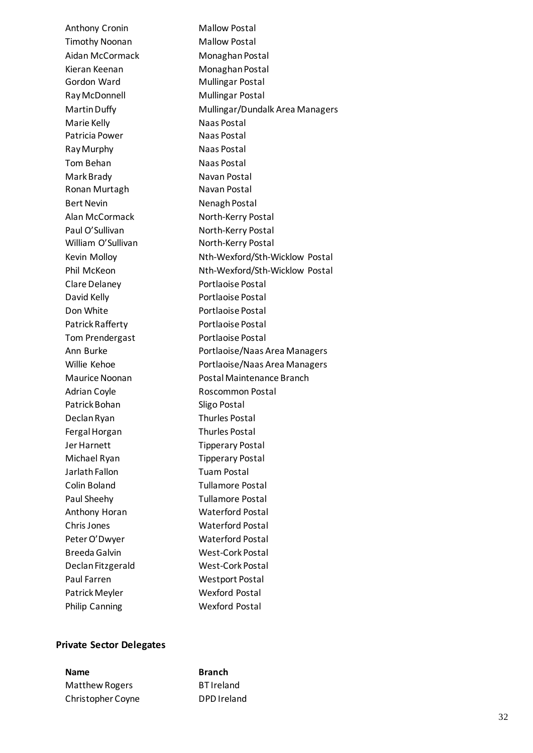| | |
|---|---|
| Anthony Cronin | Mallow Postal |
| Timothy Noonan | Mallow Postal |
| Aidan McCormack | Monaghan Postal |
| Kieran Keenan | Monaghan Postal |
| Gordon Ward | Mullingar Postal |
| Ray McDonnell | Mullingar Postal |
| Martin Duffy | Mullingar/Dundalk Area Managers |
| Marie Kelly | Naas Postal |
| Patricia Power | Naas Postal |
| Ray Murphy | Naas Postal |
| Tom Behan | Naas Postal |
| Mark Brady | Navan Postal |
| Ronan Murtagh | Navan Postal |
| Bert Nevin | Nenagh Postal |
| Alan McCormack | North-Kerry Postal |
| Paul O'Sullivan | North-Kerry Postal |
| William O'Sullivan | North-Kerry Postal |
| Kevin Molloy | Nth-Wexford/Sth-Wicklow Postal |
| Phil McKeon | Nth-Wexford/Sth-Wicklow Postal |
| Clare Delaney | Portlaoise Postal |
| David Kelly | Portlaoise Postal |
| Don White | Portlaoise Postal |
| Patrick Rafferty | Portlaoise Postal |
| Tom Prendergast | Portlaoise Postal |
| Ann Burke | Portlaoise/Naas Area Managers |
| Willie Kehoe | Portlaoise/Naas Area Managers |
| Maurice Noonan | Postal Maintenance Branch |
| Adrian Coyle | Roscommon Postal |
| Patrick Bohan | Sligo Postal |
| Declan Ryan | Thurles Postal |
| Fergal Horgan | Thurles Postal |
| Jer Harnett | Tipperary Postal |
| Michael Ryan | Tipperary Postal |
| Jarlath Fallon | Tuam Postal |
| Colin Boland | Tullamore Postal |
| Paul Sheehy | Tullamore Postal |
| Anthony Horan | Waterford Postal |
| Chris Jones | Waterford Postal |
| Peter O'Dwyer | Waterford Postal |
| Breeda Galvin | West-Cork Postal |
| Declan Fitzgerald | West-Cork Postal |
| Paul Farren | Westport Postal |
| Patrick Meyler | Wexford Postal |
| Philip Canning | Wexford Postal |

**Private Sector Delegates**

| Name | Branch |
|---|---|
| Matthew Rogers | BT Ireland |
| Christopher Coyne | DPD Ireland |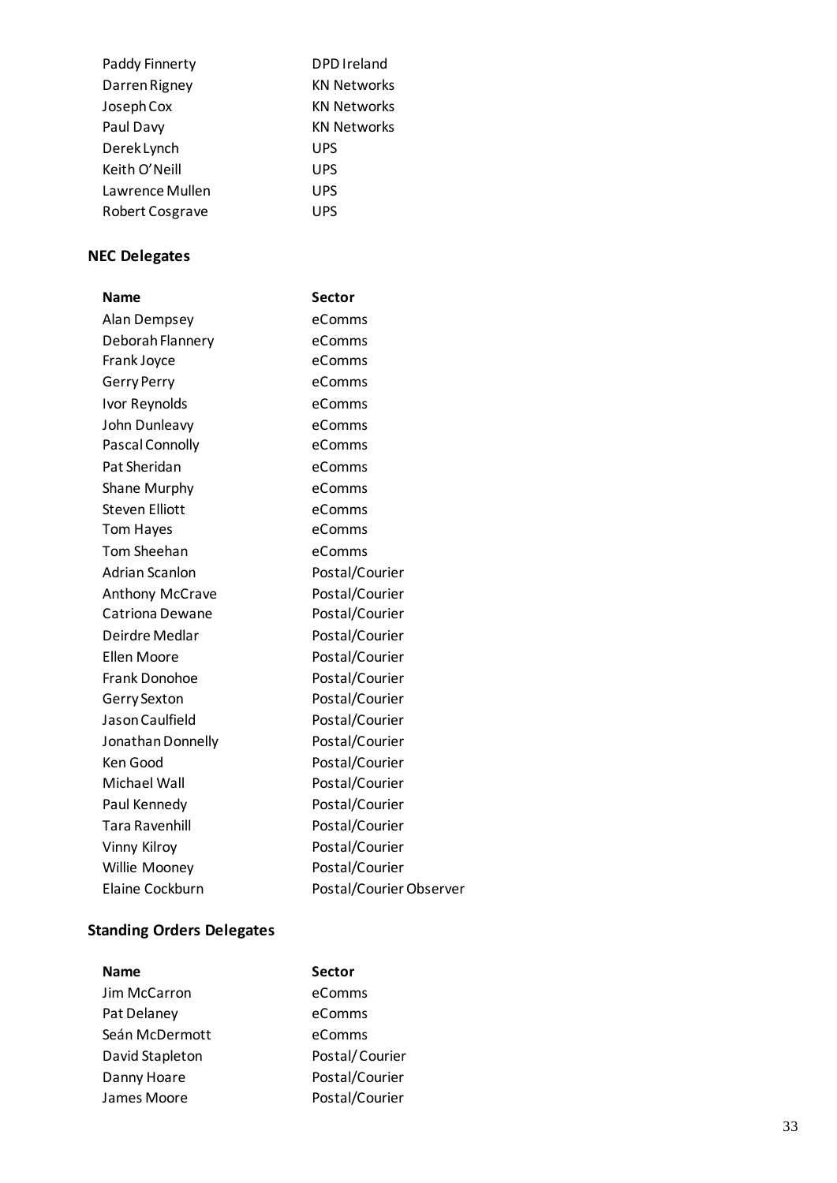| | |
|---|---|
| Paddy Finnerty | DPD Ireland |
| Darren Rigney | KN Networks |
| Joseph Cox | KN Networks |
| Paul Davy | KN Networks |
| Derek Lynch | UPS |
| Keith O'Neill | UPS |
| Lawrence Mullen | UPS |
| Robert Cosgrave | UPS |

### NEC Delegates

| Name | Sector |
|---|---|
| Alan Dempsey | eComms |
| Deborah Flannery | eComms |
| Frank Joyce | eComms |
| Gerry Perry | eComms |
| Ivor Reynolds | eComms |
| John Dunleavy | eComms |
| Pascal Connolly | eComms |
| Pat Sheridan | eComms |
| Shane Murphy | eComms |
| Steven Elliott | eComms |
| Tom Hayes | eComms |
| Tom Sheehan | eComms |
| Adrian Scanlon | Postal/Courier |
| Anthony McCrave | Postal/Courier |
| Catriona Dewane | Postal/Courier |
| Deirdre Medlar | Postal/Courier |
| Ellen Moore | Postal/Courier |
| Frank Donohoe | Postal/Courier |
| Gerry Sexton | Postal/Courier |
| Jason Caulfield | Postal/Courier |
| Jonathan Donnelly | Postal/Courier |
| Ken Good | Postal/Courier |
| Michael Wall | Postal/Courier |
| Paul Kennedy | Postal/Courier |
| Tara Ravenhill | Postal/Courier |
| Vinny Kilroy | Postal/Courier |
| Willie Mooney | Postal/Courier |
| Elaine Cockburn | Postal/Courier Observer |

### Standing Orders Delegates

| Name | Sector |
|---|---|
| Jim McCarron | eComms |
| Pat Delaney | eComms |
| Seán McDermott | eComms |
| David Stapleton | Postal/ Courier |
| Danny Hoare | Postal/Courier |
| James Moore | Postal/Courier |